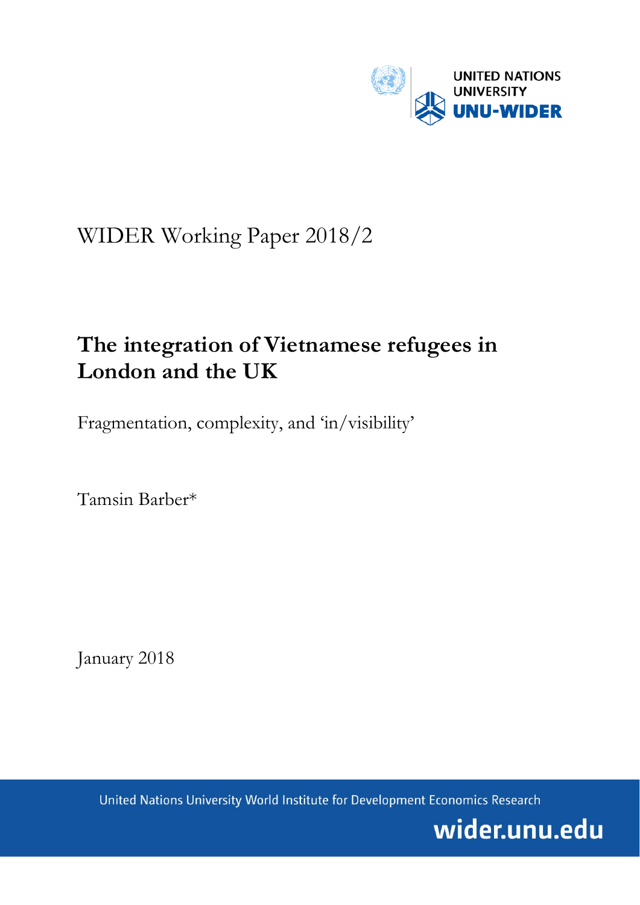UNITED NATIONS UNIVERSITY
UNU-WIDER

WIDER Working Paper 2018/2

# The integration of Vietnamese refugees in London and the UK

Fragmentation, complexity, and 'in/visibility'

Tamsin Barber*

January 2018

United Nations University World Institute for Development Economics Research

wider.unu.edu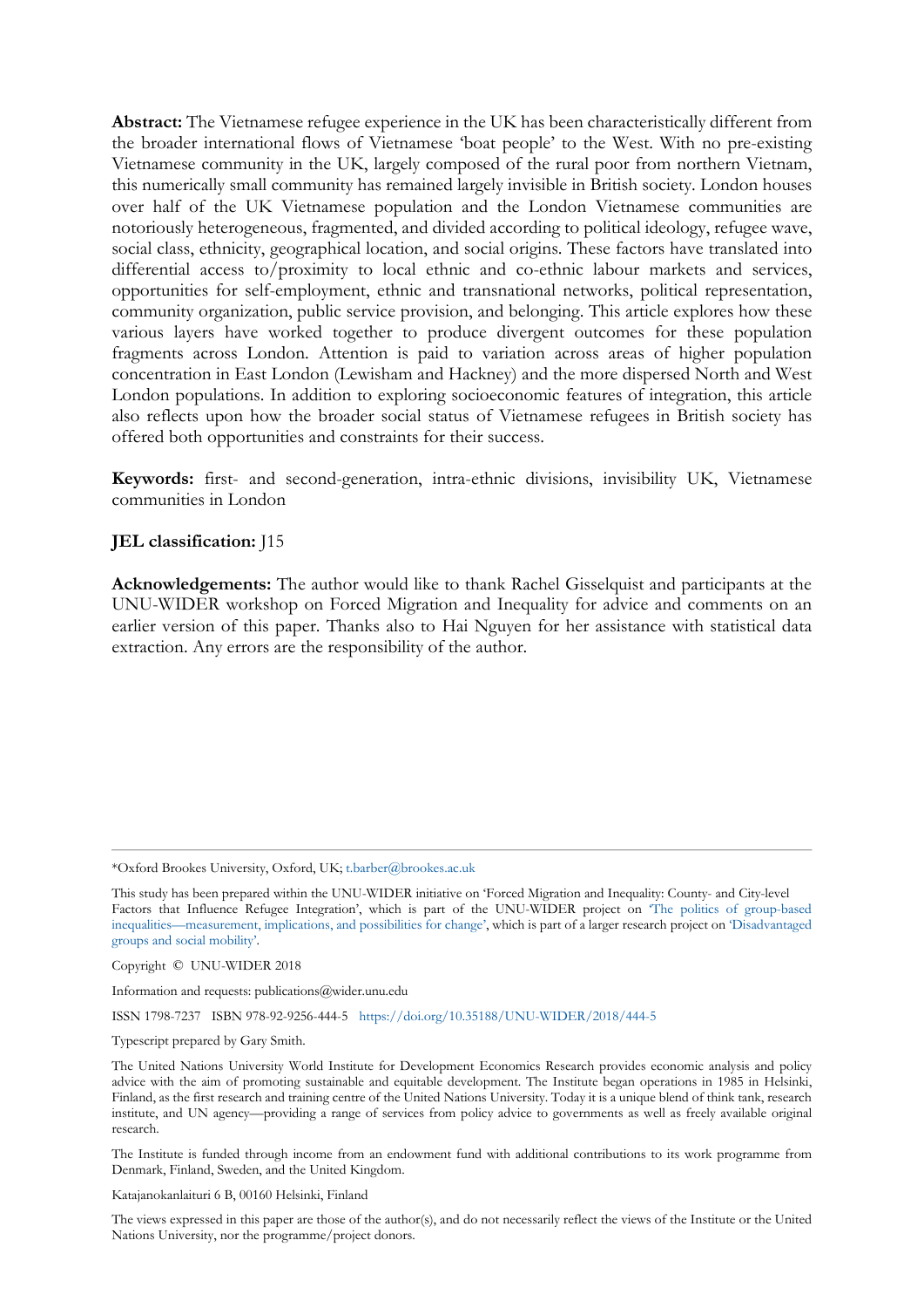**Abstract:** The Vietnamese refugee experience in the UK has been characteristically different from the broader international flows of Vietnamese 'boat people' to the West. With no pre-existing Vietnamese community in the UK, largely composed of the rural poor from northern Vietnam, this numerically small community has remained largely invisible in British society. London houses over half of the UK Vietnamese population and the London Vietnamese communities are notoriously heterogeneous, fragmented, and divided according to political ideology, refugee wave, social class, ethnicity, geographical location, and social origins. These factors have translated into differential access to/proximity to local ethnic and co-ethnic labour markets and services, opportunities for self-employment, ethnic and transnational networks, political representation, community organization, public service provision, and belonging. This article explores how these various layers have worked together to produce divergent outcomes for these population fragments across London. Attention is paid to variation across areas of higher population concentration in East London (Lewisham and Hackney) and the more dispersed North and West London populations. In addition to exploring socioeconomic features of integration, this article also reflects upon how the broader social status of Vietnamese refugees in British society has offered both opportunities and constraints for their success.

**Keywords:** first- and second-generation, intra-ethnic divisions, invisibility UK, Vietnamese communities in London

**JEL classification:** J15

**Acknowledgements:** The author would like to thank Rachel Gisselquist and participants at the UNU-WIDER workshop on Forced Migration and Inequality for advice and comments on an earlier version of this paper. Thanks also to Hai Nguyen for her assistance with statistical data extraction. Any errors are the responsibility of the author.

---

*Oxford Brookes University, Oxford, UK; t.barber@brookes.ac.uk

This study has been prepared within the UNU-WIDER initiative on 'Forced Migration and Inequality: County- and City-level Factors that Influence Refugee Integration', which is part of the UNU-WIDER project on 'The politics of group-based inequalities—measurement, implications, and possibilities for change', which is part of a larger research project on 'Disadvantaged groups and social mobility'.

Copyright © UNU-WIDER 2018

Information and requests: publications@wider.unu.edu

ISSN 1798-7237 ISBN 978-92-9256-444-5 https://doi.org/10.35188/UNU-WIDER/2018/444-5

Typescript prepared by Gary Smith.

The United Nations University World Institute for Development Economics Research provides economic analysis and policy advice with the aim of promoting sustainable and equitable development. The Institute began operations in 1985 in Helsinki, Finland, as the first research and training centre of the United Nations University. Today it is a unique blend of think tank, research institute, and UN agency—providing a range of services from policy advice to governments as well as freely available original research.

The Institute is funded through income from an endowment fund with additional contributions to its work programme from Denmark, Finland, Sweden, and the United Kingdom.

Katajanokanlaituri 6 B, 00160 Helsinki, Finland

The views expressed in this paper are those of the author(s), and do not necessarily reflect the views of the Institute or the United Nations University, nor the programme/project donors.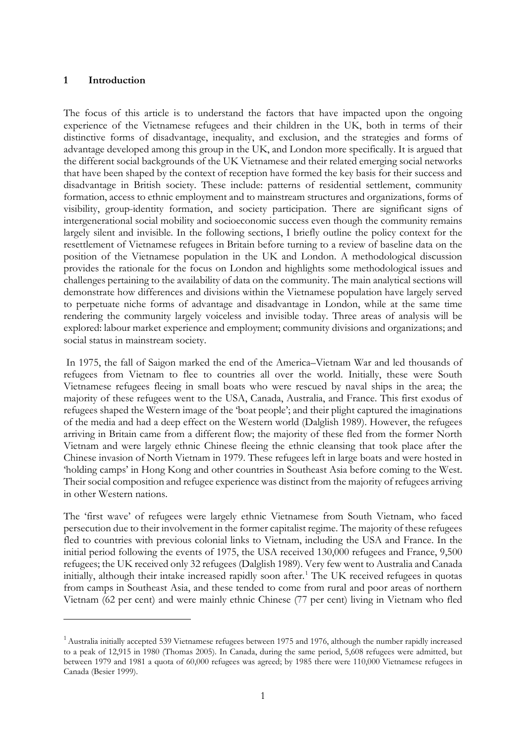## 1 Introduction

The focus of this article is to understand the factors that have impacted upon the ongoing experience of the Vietnamese refugees and their children in the UK, both in terms of their distinctive forms of disadvantage, inequality, and exclusion, and the strategies and forms of advantage developed among this group in the UK, and London more specifically. It is argued that the different social backgrounds of the UK Vietnamese and their related emerging social networks that have been shaped by the context of reception have formed the key basis for their success and disadvantage in British society. These include: patterns of residential settlement, community formation, access to ethnic employment and to mainstream structures and organizations, forms of visibility, group-identity formation, and society participation. There are significant signs of intergenerational social mobility and socioeconomic success even though the community remains largely silent and invisible. In the following sections, I briefly outline the policy context for the resettlement of Vietnamese refugees in Britain before turning to a review of baseline data on the position of the Vietnamese population in the UK and London. A methodological discussion provides the rationale for the focus on London and highlights some methodological issues and challenges pertaining to the availability of data on the community. The main analytical sections will demonstrate how differences and divisions within the Vietnamese population have largely served to perpetuate niche forms of advantage and disadvantage in London, while at the same time rendering the community largely voiceless and invisible today. Three areas of analysis will be explored: labour market experience and employment; community divisions and organizations; and social status in mainstream society.

In 1975, the fall of Saigon marked the end of the America–Vietnam War and led thousands of refugees from Vietnam to flee to countries all over the world. Initially, these were South Vietnamese refugees fleeing in small boats who were rescued by naval ships in the area; the majority of these refugees went to the USA, Canada, Australia, and France. This first exodus of refugees shaped the Western image of the 'boat people'; and their plight captured the imaginations of the media and had a deep effect on the Western world (Dalglish 1989). However, the refugees arriving in Britain came from a different flow; the majority of these fled from the former North Vietnam and were largely ethnic Chinese fleeing the ethnic cleansing that took place after the Chinese invasion of North Vietnam in 1979. These refugees left in large boats and were hosted in 'holding camps' in Hong Kong and other countries in Southeast Asia before coming to the West. Their social composition and refugee experience was distinct from the majority of refugees arriving in other Western nations.

The 'first wave' of refugees were largely ethnic Vietnamese from South Vietnam, who faced persecution due to their involvement in the former capitalist regime. The majority of these refugees fled to countries with previous colonial links to Vietnam, including the USA and France. In the initial period following the events of 1975, the USA received 130,000 refugees and France, 9,500 refugees; the UK received only 32 refugees (Dalglish 1989). Very few went to Australia and Canada initially, although their intake increased rapidly soon after.[1] The UK received refugees in quotas from camps in Southeast Asia, and these tended to come from rural and poor areas of northern Vietnam (62 per cent) and were mainly ethnic Chinese (77 per cent) living in Vietnam who fled

[1] Australia initially accepted 539 Vietnamese refugees between 1975 and 1976, although the number rapidly increased to a peak of 12,915 in 1980 (Thomas 2005). In Canada, during the same period, 5,608 refugees were admitted, but between 1979 and 1981 a quota of 60,000 refugees was agreed; by 1985 there were 110,000 Vietnamese refugees in Canada (Besier 1999).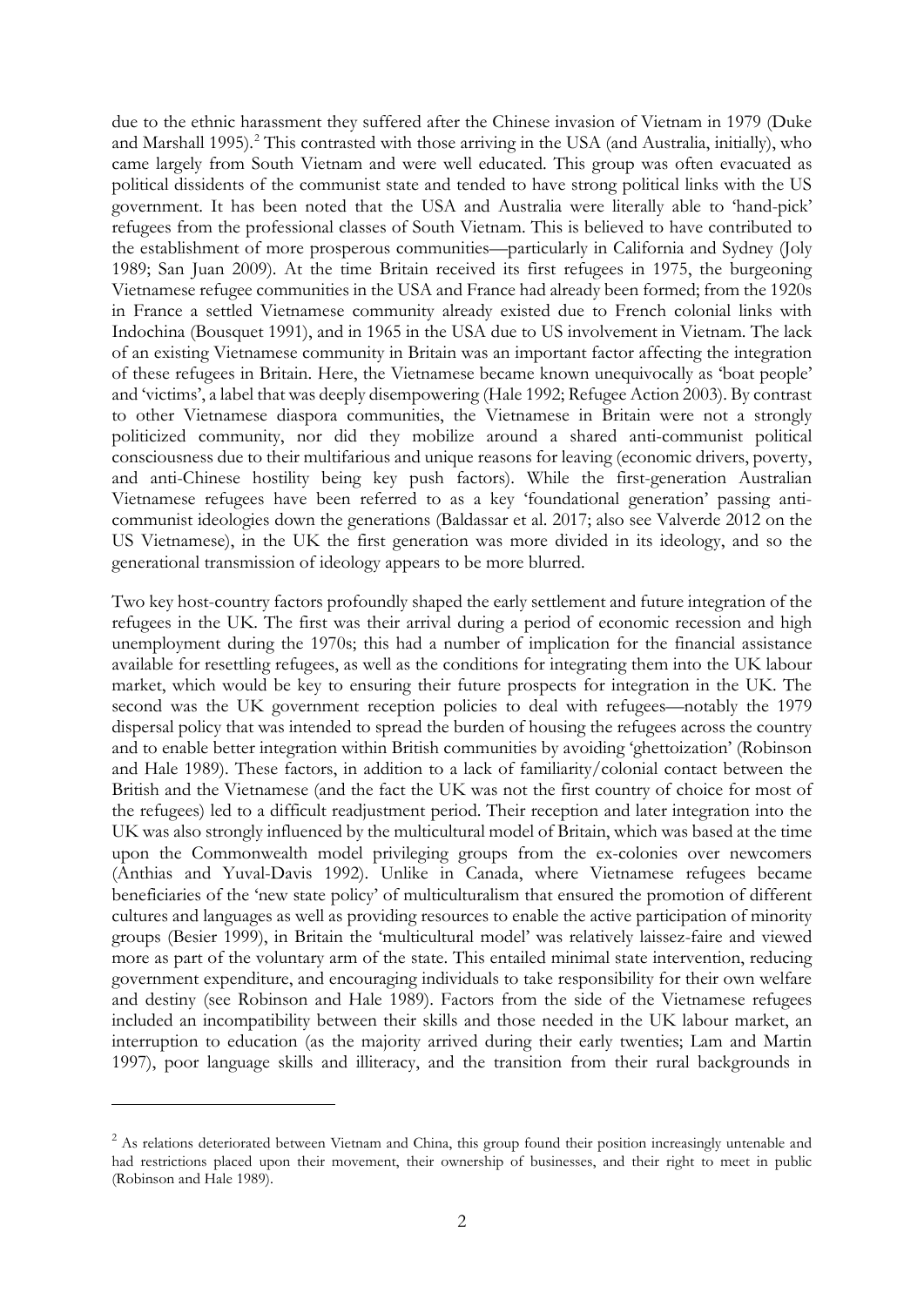due to the ethnic harassment they suffered after the Chinese invasion of Vietnam in 1979 (Duke and Marshall 1995).[2] This contrasted with those arriving in the USA (and Australia, initially), who came largely from South Vietnam and were well educated. This group was often evacuated as political dissidents of the communist state and tended to have strong political links with the US government. It has been noted that the USA and Australia were literally able to 'hand-pick' refugees from the professional classes of South Vietnam. This is believed to have contributed to the establishment of more prosperous communities—particularly in California and Sydney (Joly 1989; San Juan 2009). At the time Britain received its first refugees in 1975, the burgeoning Vietnamese refugee communities in the USA and France had already been formed; from the 1920s in France a settled Vietnamese community already existed due to French colonial links with Indochina (Bousquet 1991), and in 1965 in the USA due to US involvement in Vietnam. The lack of an existing Vietnamese community in Britain was an important factor affecting the integration of these refugees in Britain. Here, the Vietnamese became known unequivocally as 'boat people' and 'victims', a label that was deeply disempowering (Hale 1992; Refugee Action 2003). By contrast to other Vietnamese diaspora communities, the Vietnamese in Britain were not a strongly politicized community, nor did they mobilize around a shared anti-communist political consciousness due to their multifarious and unique reasons for leaving (economic drivers, poverty, and anti-Chinese hostility being key push factors). While the first-generation Australian Vietnamese refugees have been referred to as a key 'foundational generation' passing anti-communist ideologies down the generations (Baldassar et al. 2017; also see Valverde 2012 on the US Vietnamese), in the UK the first generation was more divided in its ideology, and so the generational transmission of ideology appears to be more blurred.

Two key host-country factors profoundly shaped the early settlement and future integration of the refugees in the UK. The first was their arrival during a period of economic recession and high unemployment during the 1970s; this had a number of implication for the financial assistance available for resettling refugees, as well as the conditions for integrating them into the UK labour market, which would be key to ensuring their future prospects for integration in the UK. The second was the UK government reception policies to deal with refugees—notably the 1979 dispersal policy that was intended to spread the burden of housing the refugees across the country and to enable better integration within British communities by avoiding 'ghettoization' (Robinson and Hale 1989). These factors, in addition to a lack of familiarity/colonial contact between the British and the Vietnamese (and the fact the UK was not the first country of choice for most of the refugees) led to a difficult readjustment period. Their reception and later integration into the UK was also strongly influenced by the multicultural model of Britain, which was based at the time upon the Commonwealth model privileging groups from the ex-colonies over newcomers (Anthias and Yuval-Davis 1992). Unlike in Canada, where Vietnamese refugees became beneficiaries of the 'new state policy' of multiculturalism that ensured the promotion of different cultures and languages as well as providing resources to enable the active participation of minority groups (Besier 1999), in Britain the 'multicultural model' was relatively laissez-faire and viewed more as part of the voluntary arm of the state. This entailed minimal state intervention, reducing government expenditure, and encouraging individuals to take responsibility for their own welfare and destiny (see Robinson and Hale 1989). Factors from the side of the Vietnamese refugees included an incompatibility between their skills and those needed in the UK labour market, an interruption to education (as the majority arrived during their early twenties; Lam and Martin 1997), poor language skills and illiteracy, and the transition from their rural backgrounds in

[2] As relations deteriorated between Vietnam and China, this group found their position increasingly untenable and had restrictions placed upon their movement, their ownership of businesses, and their right to meet in public (Robinson and Hale 1989).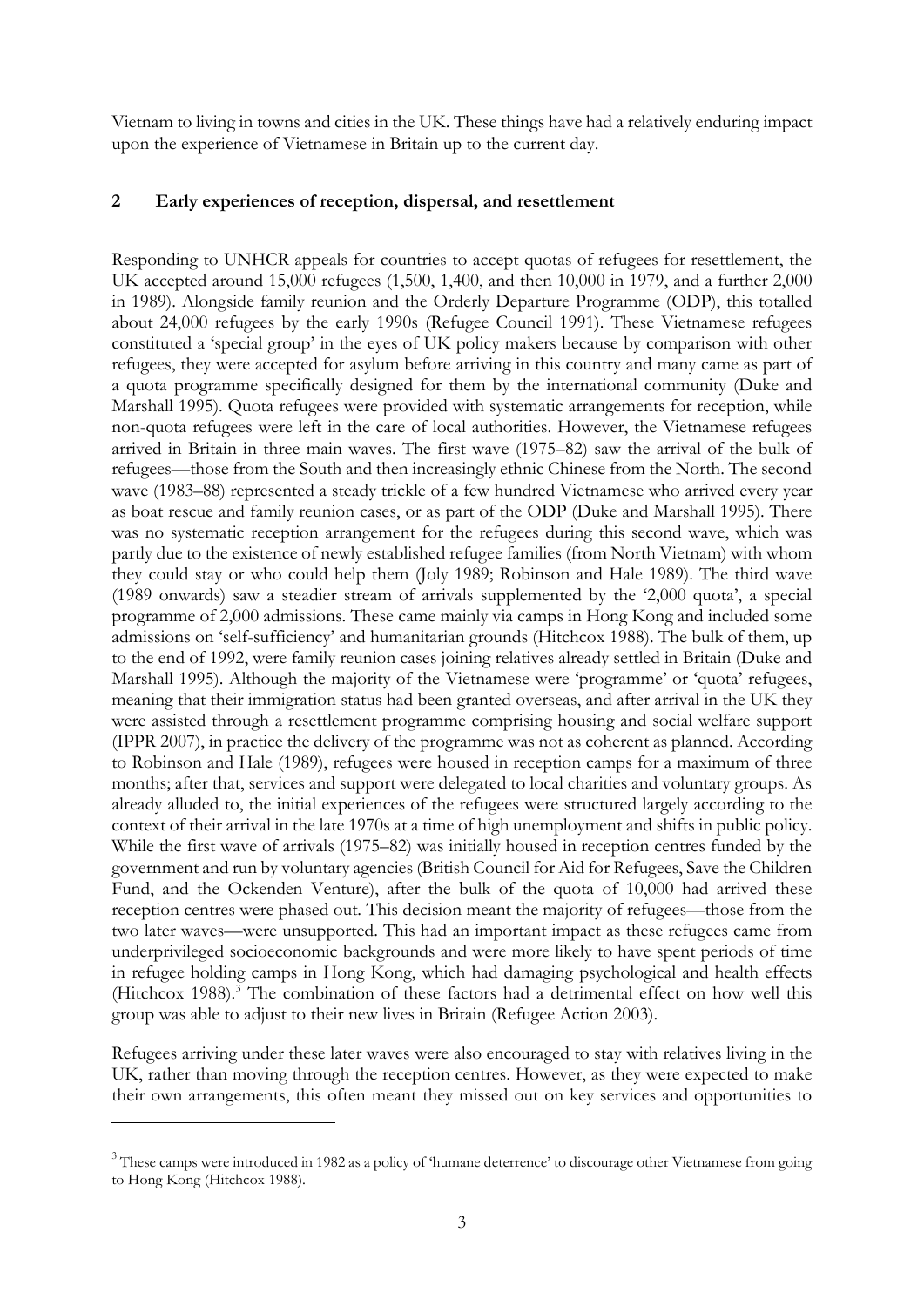Vietnam to living in towns and cities in the UK. These things have had a relatively enduring impact upon the experience of Vietnamese in Britain up to the current day.

## 2 Early experiences of reception, dispersal, and resettlement

Responding to UNHCR appeals for countries to accept quotas of refugees for resettlement, the UK accepted around 15,000 refugees (1,500, 1,400, and then 10,000 in 1979, and a further 2,000 in 1989). Alongside family reunion and the Orderly Departure Programme (ODP), this totalled about 24,000 refugees by the early 1990s (Refugee Council 1991). These Vietnamese refugees constituted a 'special group' in the eyes of UK policy makers because by comparison with other refugees, they were accepted for asylum before arriving in this country and many came as part of a quota programme specifically designed for them by the international community (Duke and Marshall 1995). Quota refugees were provided with systematic arrangements for reception, while non-quota refugees were left in the care of local authorities. However, the Vietnamese refugees arrived in Britain in three main waves. The first wave (1975–82) saw the arrival of the bulk of refugees—those from the South and then increasingly ethnic Chinese from the North. The second wave (1983–88) represented a steady trickle of a few hundred Vietnamese who arrived every year as boat rescue and family reunion cases, or as part of the ODP (Duke and Marshall 1995). There was no systematic reception arrangement for the refugees during this second wave, which was partly due to the existence of newly established refugee families (from North Vietnam) with whom they could stay or who could help them (Joly 1989; Robinson and Hale 1989). The third wave (1989 onwards) saw a steadier stream of arrivals supplemented by the '2,000 quota', a special programme of 2,000 admissions. These came mainly via camps in Hong Kong and included some admissions on 'self-sufficiency' and humanitarian grounds (Hitchcox 1988). The bulk of them, up to the end of 1992, were family reunion cases joining relatives already settled in Britain (Duke and Marshall 1995). Although the majority of the Vietnamese were 'programme' or 'quota' refugees, meaning that their immigration status had been granted overseas, and after arrival in the UK they were assisted through a resettlement programme comprising housing and social welfare support (IPPR 2007), in practice the delivery of the programme was not as coherent as planned. According to Robinson and Hale (1989), refugees were housed in reception camps for a maximum of three months; after that, services and support were delegated to local charities and voluntary groups. As already alluded to, the initial experiences of the refugees were structured largely according to the context of their arrival in the late 1970s at a time of high unemployment and shifts in public policy. While the first wave of arrivals (1975–82) was initially housed in reception centres funded by the government and run by voluntary agencies (British Council for Aid for Refugees, Save the Children Fund, and the Ockenden Venture), after the bulk of the quota of 10,000 had arrived these reception centres were phased out. This decision meant the majority of refugees—those from the two later waves—were unsupported. This had an important impact as these refugees came from underprivileged socioeconomic backgrounds and were more likely to have spent periods of time in refugee holding camps in Hong Kong, which had damaging psychological and health effects (Hitchcox 1988).[3] The combination of these factors had a detrimental effect on how well this group was able to adjust to their new lives in Britain (Refugee Action 2003).

Refugees arriving under these later waves were also encouraged to stay with relatives living in the UK, rather than moving through the reception centres. However, as they were expected to make their own arrangements, this often meant they missed out on key services and opportunities to

---

[3] These camps were introduced in 1982 as a policy of 'humane deterrence' to discourage other Vietnamese from going to Hong Kong (Hitchcox 1988).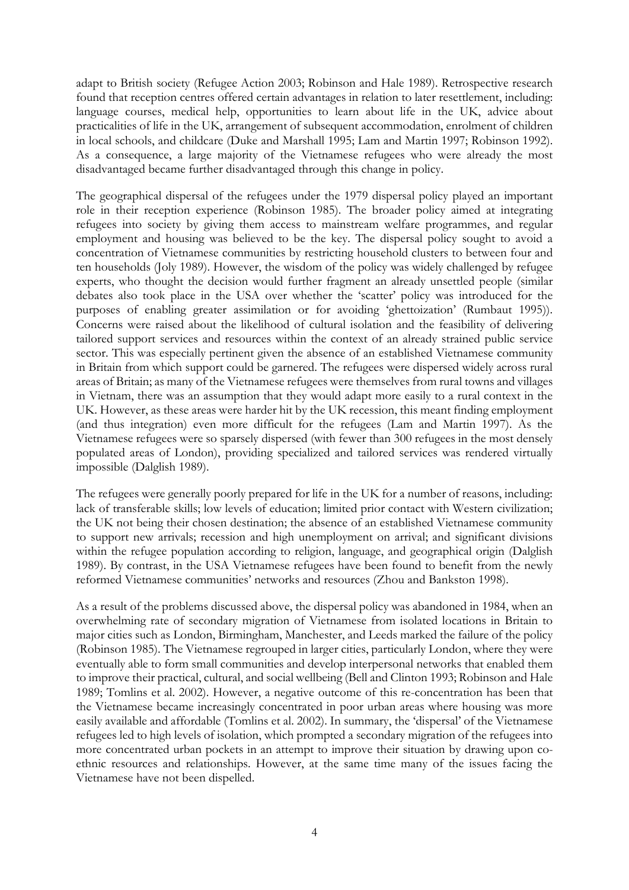adapt to British society (Refugee Action 2003; Robinson and Hale 1989). Retrospective research found that reception centres offered certain advantages in relation to later resettlement, including: language courses, medical help, opportunities to learn about life in the UK, advice about practicalities of life in the UK, arrangement of subsequent accommodation, enrolment of children in local schools, and childcare (Duke and Marshall 1995; Lam and Martin 1997; Robinson 1992). As a consequence, a large majority of the Vietnamese refugees who were already the most disadvantaged became further disadvantaged through this change in policy.

The geographical dispersal of the refugees under the 1979 dispersal policy played an important role in their reception experience (Robinson 1985). The broader policy aimed at integrating refugees into society by giving them access to mainstream welfare programmes, and regular employment and housing was believed to be the key. The dispersal policy sought to avoid a concentration of Vietnamese communities by restricting household clusters to between four and ten households (Joly 1989). However, the wisdom of the policy was widely challenged by refugee experts, who thought the decision would further fragment an already unsettled people (similar debates also took place in the USA over whether the 'scatter' policy was introduced for the purposes of enabling greater assimilation or for avoiding 'ghettoization' (Rumbaut 1995)). Concerns were raised about the likelihood of cultural isolation and the feasibility of delivering tailored support services and resources within the context of an already strained public service sector. This was especially pertinent given the absence of an established Vietnamese community in Britain from which support could be garnered. The refugees were dispersed widely across rural areas of Britain; as many of the Vietnamese refugees were themselves from rural towns and villages in Vietnam, there was an assumption that they would adapt more easily to a rural context in the UK. However, as these areas were harder hit by the UK recession, this meant finding employment (and thus integration) even more difficult for the refugees (Lam and Martin 1997). As the Vietnamese refugees were so sparsely dispersed (with fewer than 300 refugees in the most densely populated areas of London), providing specialized and tailored services was rendered virtually impossible (Dalglish 1989).

The refugees were generally poorly prepared for life in the UK for a number of reasons, including: lack of transferable skills; low levels of education; limited prior contact with Western civilization; the UK not being their chosen destination; the absence of an established Vietnamese community to support new arrivals; recession and high unemployment on arrival; and significant divisions within the refugee population according to religion, language, and geographical origin (Dalglish 1989). By contrast, in the USA Vietnamese refugees have been found to benefit from the newly reformed Vietnamese communities' networks and resources (Zhou and Bankston 1998).

As a result of the problems discussed above, the dispersal policy was abandoned in 1984, when an overwhelming rate of secondary migration of Vietnamese from isolated locations in Britain to major cities such as London, Birmingham, Manchester, and Leeds marked the failure of the policy (Robinson 1985). The Vietnamese regrouped in larger cities, particularly London, where they were eventually able to form small communities and develop interpersonal networks that enabled them to improve their practical, cultural, and social wellbeing (Bell and Clinton 1993; Robinson and Hale 1989; Tomlins et al. 2002). However, a negative outcome of this re-concentration has been that the Vietnamese became increasingly concentrated in poor urban areas where housing was more easily available and affordable (Tomlins et al. 2002). In summary, the 'dispersal' of the Vietnamese refugees led to high levels of isolation, which prompted a secondary migration of the refugees into more concentrated urban pockets in an attempt to improve their situation by drawing upon co-ethnic resources and relationships. However, at the same time many of the issues facing the Vietnamese have not been dispelled.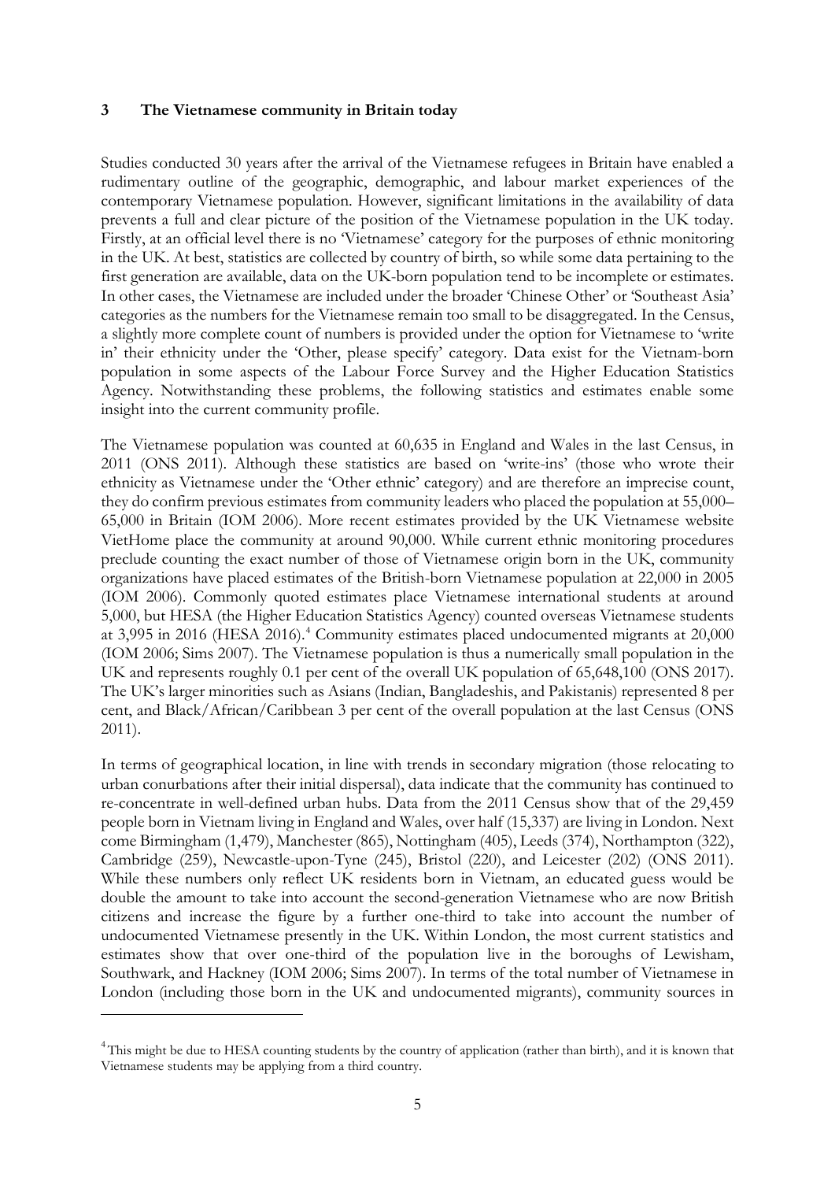## 3 The Vietnamese community in Britain today

Studies conducted 30 years after the arrival of the Vietnamese refugees in Britain have enabled a rudimentary outline of the geographic, demographic, and labour market experiences of the contemporary Vietnamese population. However, significant limitations in the availability of data prevents a full and clear picture of the position of the Vietnamese population in the UK today. Firstly, at an official level there is no 'Vietnamese' category for the purposes of ethnic monitoring in the UK. At best, statistics are collected by country of birth, so while some data pertaining to the first generation are available, data on the UK-born population tend to be incomplete or estimates. In other cases, the Vietnamese are included under the broader 'Chinese Other' or 'Southeast Asia' categories as the numbers for the Vietnamese remain too small to be disaggregated. In the Census, a slightly more complete count of numbers is provided under the option for Vietnamese to 'write in' their ethnicity under the 'Other, please specify' category. Data exist for the Vietnam-born population in some aspects of the Labour Force Survey and the Higher Education Statistics Agency. Notwithstanding these problems, the following statistics and estimates enable some insight into the current community profile.

The Vietnamese population was counted at 60,635 in England and Wales in the last Census, in 2011 (ONS 2011). Although these statistics are based on 'write-ins' (those who wrote their ethnicity as Vietnamese under the 'Other ethnic' category) and are therefore an imprecise count, they do confirm previous estimates from community leaders who placed the population at 55,000–65,000 in Britain (IOM 2006). More recent estimates provided by the UK Vietnamese website VietHome place the community at around 90,000. While current ethnic monitoring procedures preclude counting the exact number of those of Vietnamese origin born in the UK, community organizations have placed estimates of the British-born Vietnamese population at 22,000 in 2005 (IOM 2006). Commonly quoted estimates place Vietnamese international students at around 5,000, but HESA (the Higher Education Statistics Agency) counted overseas Vietnamese students at 3,995 in 2016 (HESA 2016).[4] Community estimates placed undocumented migrants at 20,000 (IOM 2006; Sims 2007). The Vietnamese population is thus a numerically small population in the UK and represents roughly 0.1 per cent of the overall UK population of 65,648,100 (ONS 2017). The UK's larger minorities such as Asians (Indian, Bangladeshis, and Pakistanis) represented 8 per cent, and Black/African/Caribbean 3 per cent of the overall population at the last Census (ONS 2011).

In terms of geographical location, in line with trends in secondary migration (those relocating to urban conurbations after their initial dispersal), data indicate that the community has continued to re-concentrate in well-defined urban hubs. Data from the 2011 Census show that of the 29,459 people born in Vietnam living in England and Wales, over half (15,337) are living in London. Next come Birmingham (1,479), Manchester (865), Nottingham (405), Leeds (374), Northampton (322), Cambridge (259), Newcastle-upon-Tyne (245), Bristol (220), and Leicester (202) (ONS 2011). While these numbers only reflect UK residents born in Vietnam, an educated guess would be double the amount to take into account the second-generation Vietnamese who are now British citizens and increase the figure by a further one-third to take into account the number of undocumented Vietnamese presently in the UK. Within London, the most current statistics and estimates show that over one-third of the population live in the boroughs of Lewisham, Southwark, and Hackney (IOM 2006; Sims 2007). In terms of the total number of Vietnamese in London (including those born in the UK and undocumented migrants), community sources in

---

[4] This might be due to HESA counting students by the country of application (rather than birth), and it is known that Vietnamese students may be applying from a third country.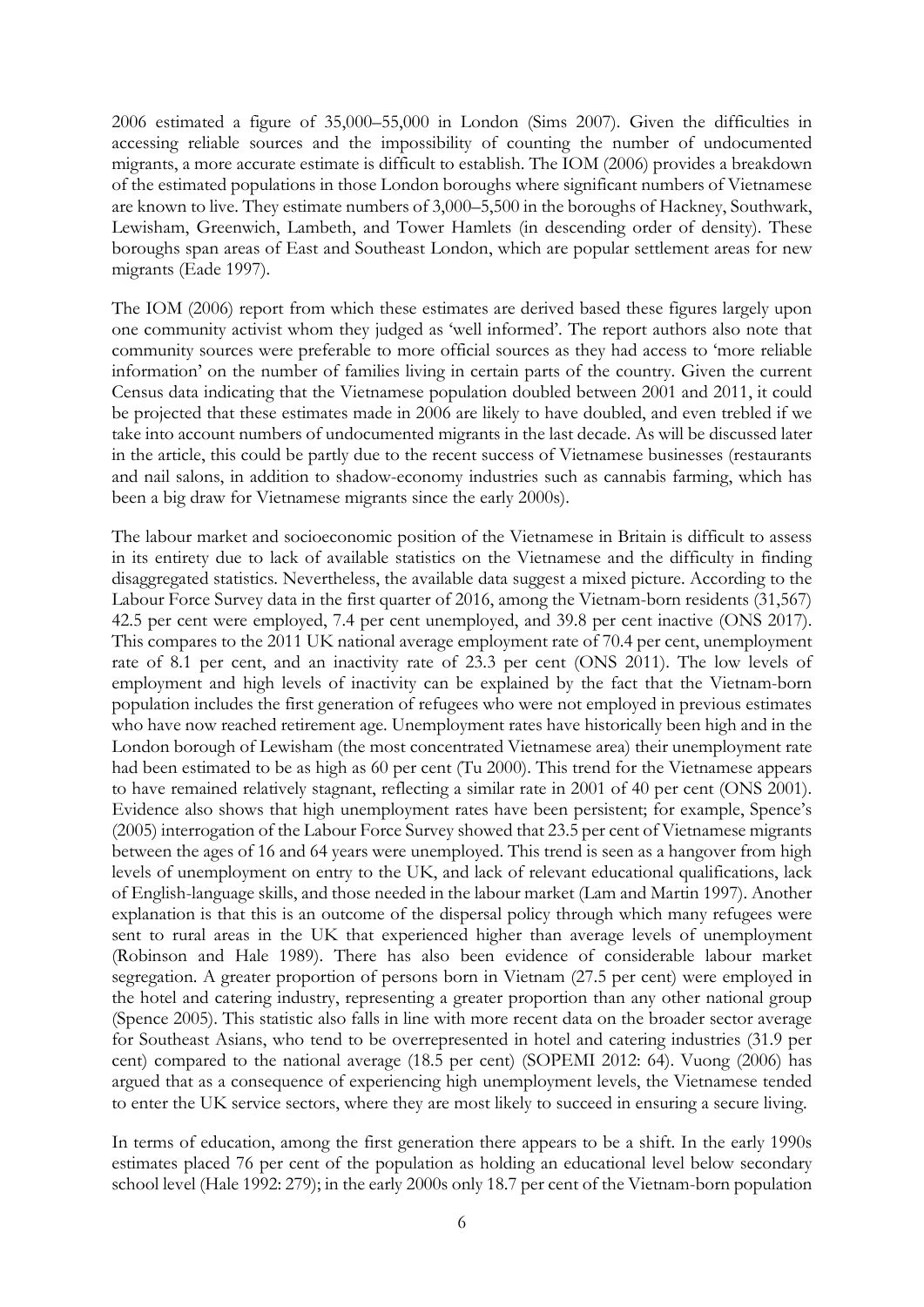2006 estimated a figure of 35,000–55,000 in London (Sims 2007). Given the difficulties in accessing reliable sources and the impossibility of counting the number of undocumented migrants, a more accurate estimate is difficult to establish. The IOM (2006) provides a breakdown of the estimated populations in those London boroughs where significant numbers of Vietnamese are known to live. They estimate numbers of 3,000–5,500 in the boroughs of Hackney, Southwark, Lewisham, Greenwich, Lambeth, and Tower Hamlets (in descending order of density). These boroughs span areas of East and Southeast London, which are popular settlement areas for new migrants (Eade 1997).

The IOM (2006) report from which these estimates are derived based these figures largely upon one community activist whom they judged as 'well informed'. The report authors also note that community sources were preferable to more official sources as they had access to 'more reliable information' on the number of families living in certain parts of the country. Given the current Census data indicating that the Vietnamese population doubled between 2001 and 2011, it could be projected that these estimates made in 2006 are likely to have doubled, and even trebled if we take into account numbers of undocumented migrants in the last decade. As will be discussed later in the article, this could be partly due to the recent success of Vietnamese businesses (restaurants and nail salons, in addition to shadow-economy industries such as cannabis farming, which has been a big draw for Vietnamese migrants since the early 2000s).

The labour market and socioeconomic position of the Vietnamese in Britain is difficult to assess in its entirety due to lack of available statistics on the Vietnamese and the difficulty in finding disaggregated statistics. Nevertheless, the available data suggest a mixed picture. According to the Labour Force Survey data in the first quarter of 2016, among the Vietnam-born residents (31,567) 42.5 per cent were employed, 7.4 per cent unemployed, and 39.8 per cent inactive (ONS 2017). This compares to the 2011 UK national average employment rate of 70.4 per cent, unemployment rate of 8.1 per cent, and an inactivity rate of 23.3 per cent (ONS 2011). The low levels of employment and high levels of inactivity can be explained by the fact that the Vietnam-born population includes the first generation of refugees who were not employed in previous estimates who have now reached retirement age. Unemployment rates have historically been high and in the London borough of Lewisham (the most concentrated Vietnamese area) their unemployment rate had been estimated to be as high as 60 per cent (Tu 2000). This trend for the Vietnamese appears to have remained relatively stagnant, reflecting a similar rate in 2001 of 40 per cent (ONS 2001). Evidence also shows that high unemployment rates have been persistent; for example, Spence's (2005) interrogation of the Labour Force Survey showed that 23.5 per cent of Vietnamese migrants between the ages of 16 and 64 years were unemployed. This trend is seen as a hangover from high levels of unemployment on entry to the UK, and lack of relevant educational qualifications, lack of English-language skills, and those needed in the labour market (Lam and Martin 1997). Another explanation is that this is an outcome of the dispersal policy through which many refugees were sent to rural areas in the UK that experienced higher than average levels of unemployment (Robinson and Hale 1989). There has also been evidence of considerable labour market segregation. A greater proportion of persons born in Vietnam (27.5 per cent) were employed in the hotel and catering industry, representing a greater proportion than any other national group (Spence 2005). This statistic also falls in line with more recent data on the broader sector average for Southeast Asians, who tend to be overrepresented in hotel and catering industries (31.9 per cent) compared to the national average (18.5 per cent) (SOPEMI 2012: 64). Vuong (2006) has argued that as a consequence of experiencing high unemployment levels, the Vietnamese tended to enter the UK service sectors, where they are most likely to succeed in ensuring a secure living.

In terms of education, among the first generation there appears to be a shift. In the early 1990s estimates placed 76 per cent of the population as holding an educational level below secondary school level (Hale 1992: 279); in the early 2000s only 18.7 per cent of the Vietnam-born population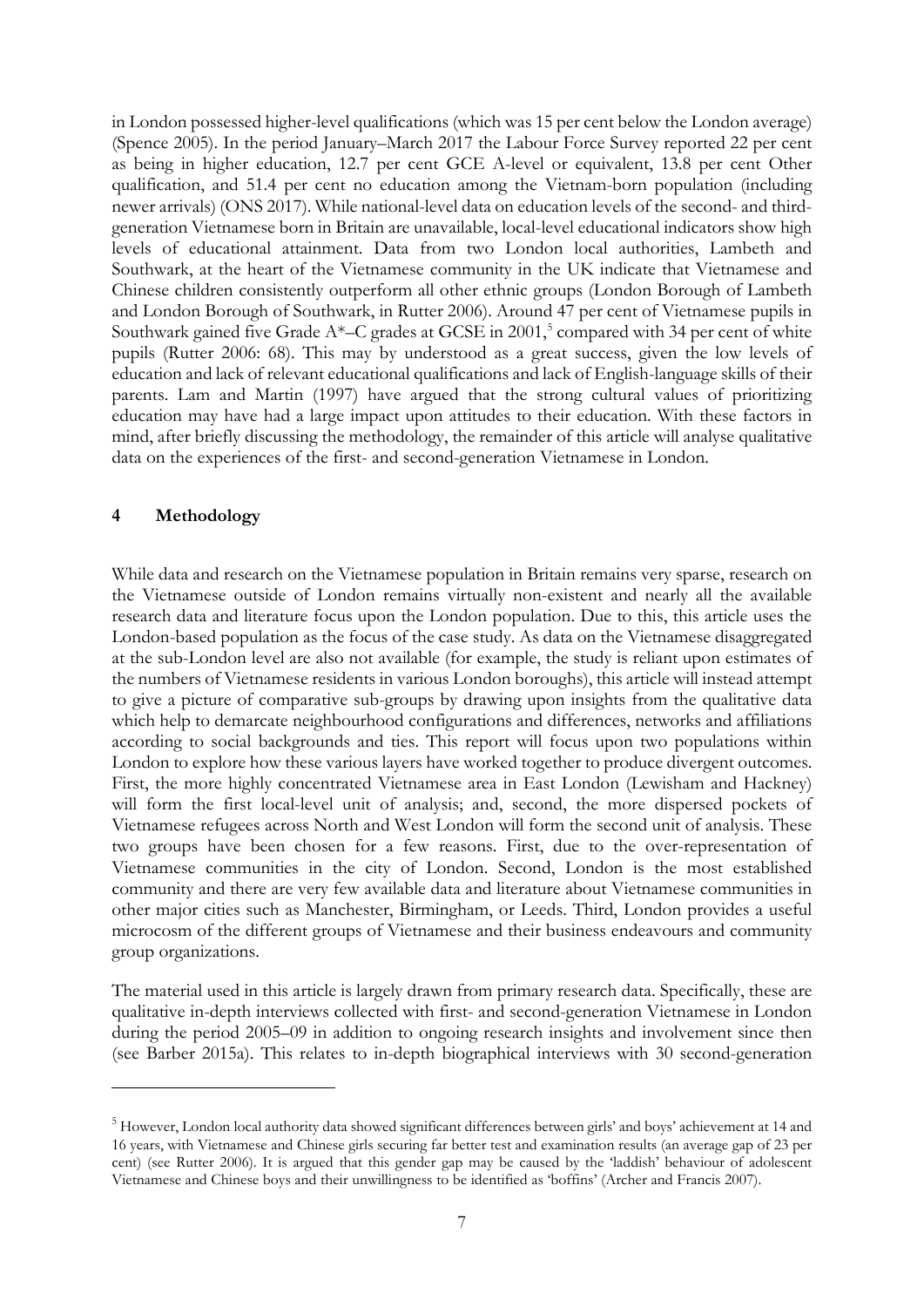in London possessed higher-level qualifications (which was 15 per cent below the London average) (Spence 2005). In the period January–March 2017 the Labour Force Survey reported 22 per cent as being in higher education, 12.7 per cent GCE A-level or equivalent, 13.8 per cent Other qualification, and 51.4 per cent no education among the Vietnam-born population (including newer arrivals) (ONS 2017). While national-level data on education levels of the second- and third-generation Vietnamese born in Britain are unavailable, local-level educational indicators show high levels of educational attainment. Data from two London local authorities, Lambeth and Southwark, at the heart of the Vietnamese community in the UK indicate that Vietnamese and Chinese children consistently outperform all other ethnic groups (London Borough of Lambeth and London Borough of Southwark, in Rutter 2006). Around 47 per cent of Vietnamese pupils in Southwark gained five Grade A*–C grades at GCSE in 2001,[5] compared with 34 per cent of white pupils (Rutter 2006: 68). This may by understood as a great success, given the low levels of education and lack of relevant educational qualifications and lack of English-language skills of their parents. Lam and Martin (1997) have argued that the strong cultural values of prioritizing education may have had a large impact upon attitudes to their education. With these factors in mind, after briefly discussing the methodology, the remainder of this article will analyse qualitative data on the experiences of the first- and second-generation Vietnamese in London.

## 4 Methodology

While data and research on the Vietnamese population in Britain remains very sparse, research on the Vietnamese outside of London remains virtually non-existent and nearly all the available research data and literature focus upon the London population. Due to this, this article uses the London-based population as the focus of the case study. As data on the Vietnamese disaggregated at the sub-London level are also not available (for example, the study is reliant upon estimates of the numbers of Vietnamese residents in various London boroughs), this article will instead attempt to give a picture of comparative sub-groups by drawing upon insights from the qualitative data which help to demarcate neighbourhood configurations and differences, networks and affiliations according to social backgrounds and ties. This report will focus upon two populations within London to explore how these various layers have worked together to produce divergent outcomes. First, the more highly concentrated Vietnamese area in East London (Lewisham and Hackney) will form the first local-level unit of analysis; and, second, the more dispersed pockets of Vietnamese refugees across North and West London will form the second unit of analysis. These two groups have been chosen for a few reasons. First, due to the over-representation of Vietnamese communities in the city of London. Second, London is the most established community and there are very few available data and literature about Vietnamese communities in other major cities such as Manchester, Birmingham, or Leeds. Third, London provides a useful microcosm of the different groups of Vietnamese and their business endeavours and community group organizations.

The material used in this article is largely drawn from primary research data. Specifically, these are qualitative in-depth interviews collected with first- and second-generation Vietnamese in London during the period 2005–09 in addition to ongoing research insights and involvement since then (see Barber 2015a). This relates to in-depth biographical interviews with 30 second-generation

[5] However, London local authority data showed significant differences between girls' and boys' achievement at 14 and 16 years, with Vietnamese and Chinese girls securing far better test and examination results (an average gap of 23 per cent) (see Rutter 2006). It is argued that this gender gap may be caused by the 'laddish' behaviour of adolescent Vietnamese and Chinese boys and their unwillingness to be identified as 'boffins' (Archer and Francis 2007).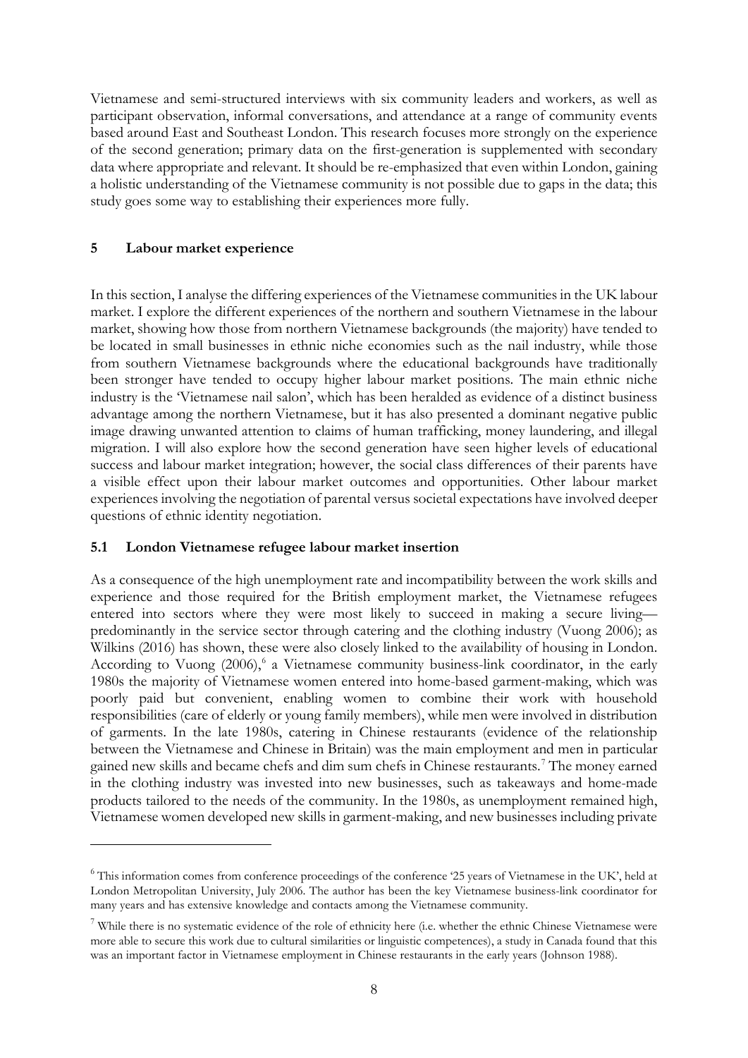Vietnamese and semi-structured interviews with six community leaders and workers, as well as participant observation, informal conversations, and attendance at a range of community events based around East and Southeast London. This research focuses more strongly on the experience of the second generation; primary data on the first-generation is supplemented with secondary data where appropriate and relevant. It should be re-emphasized that even within London, gaining a holistic understanding of the Vietnamese community is not possible due to gaps in the data; this study goes some way to establishing their experiences more fully.

## 5 Labour market experience

In this section, I analyse the differing experiences of the Vietnamese communities in the UK labour market. I explore the different experiences of the northern and southern Vietnamese in the labour market, showing how those from northern Vietnamese backgrounds (the majority) have tended to be located in small businesses in ethnic niche economies such as the nail industry, while those from southern Vietnamese backgrounds where the educational backgrounds have traditionally been stronger have tended to occupy higher labour market positions. The main ethnic niche industry is the 'Vietnamese nail salon', which has been heralded as evidence of a distinct business advantage among the northern Vietnamese, but it has also presented a dominant negative public image drawing unwanted attention to claims of human trafficking, money laundering, and illegal migration. I will also explore how the second generation have seen higher levels of educational success and labour market integration; however, the social class differences of their parents have a visible effect upon their labour market outcomes and opportunities. Other labour market experiences involving the negotiation of parental versus societal expectations have involved deeper questions of ethnic identity negotiation.

### 5.1 London Vietnamese refugee labour market insertion

As a consequence of the high unemployment rate and incompatibility between the work skills and experience and those required for the British employment market, the Vietnamese refugees entered into sectors where they were most likely to succeed in making a secure living—predominantly in the service sector through catering and the clothing industry (Vuong 2006); as Wilkins (2016) has shown, these were also closely linked to the availability of housing in London. According to Vuong (2006),[6] a Vietnamese community business-link coordinator, in the early 1980s the majority of Vietnamese women entered into home-based garment-making, which was poorly paid but convenient, enabling women to combine their work with household responsibilities (care of elderly or young family members), while men were involved in distribution of garments. In the late 1980s, catering in Chinese restaurants (evidence of the relationship between the Vietnamese and Chinese in Britain) was the main employment and men in particular gained new skills and became chefs and dim sum chefs in Chinese restaurants.[7] The money earned in the clothing industry was invested into new businesses, such as takeaways and home-made products tailored to the needs of the community. In the 1980s, as unemployment remained high, Vietnamese women developed new skills in garment-making, and new businesses including private

---

[6] This information comes from conference proceedings of the conference '25 years of Vietnamese in the UK', held at London Metropolitan University, July 2006. The author has been the key Vietnamese business-link coordinator for many years and has extensive knowledge and contacts among the Vietnamese community.

[7] While there is no systematic evidence of the role of ethnicity here (i.e. whether the ethnic Chinese Vietnamese were more able to secure this work due to cultural similarities or linguistic competences), a study in Canada found that this was an important factor in Vietnamese employment in Chinese restaurants in the early years (Johnson 1988).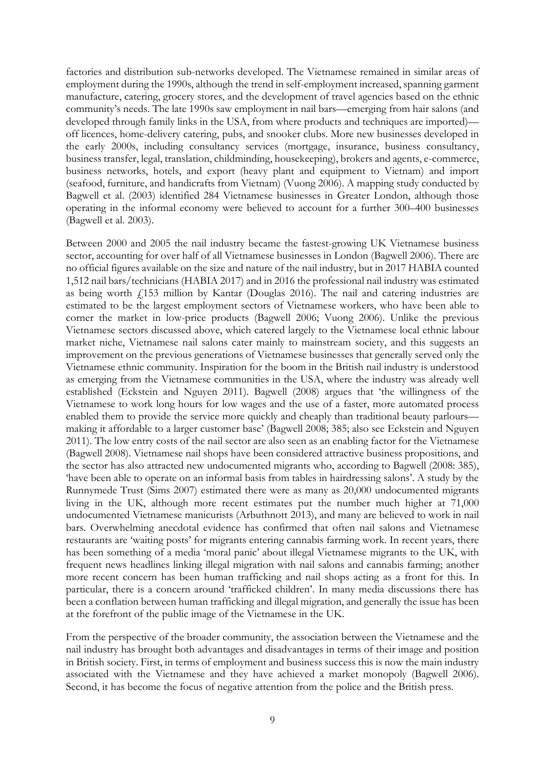factories and distribution sub-networks developed. The Vietnamese remained in similar areas of employment during the 1990s, although the trend in self-employment increased, spanning garment manufacture, catering, grocery stores, and the development of travel agencies based on the ethnic community's needs. The late 1990s saw employment in nail bars—emerging from hair salons (and developed through family links in the USA, from where products and techniques are imported)—off licences, home-delivery catering, pubs, and snooker clubs. More new businesses developed in the early 2000s, including consultancy services (mortgage, insurance, business consultancy, business transfer, legal, translation, childminding, housekeeping), brokers and agents, e-commerce, business networks, hotels, and export (heavy plant and equipment to Vietnam) and import (seafood, furniture, and handicrafts from Vietnam) (Vuong 2006). A mapping study conducted by Bagwell et al. (2003) identified 284 Vietnamese businesses in Greater London, although those operating in the informal economy were believed to account for a further 300–400 businesses (Bagwell et al. 2003).

Between 2000 and 2005 the nail industry became the fastest-growing UK Vietnamese business sector, accounting for over half of all Vietnamese businesses in London (Bagwell 2006). There are no official figures available on the size and nature of the nail industry, but in 2017 HABIA counted 1,512 nail bars/technicians (HABIA 2017) and in 2016 the professional nail industry was estimated as being worth £153 million by Kantar (Douglas 2016). The nail and catering industries are estimated to be the largest employment sectors of Vietnamese workers, who have been able to corner the market in low-price products (Bagwell 2006; Vuong 2006). Unlike the previous Vietnamese sectors discussed above, which catered largely to the Vietnamese local ethnic labour market niche, Vietnamese nail salons cater mainly to mainstream society, and this suggests an improvement on the previous generations of Vietnamese businesses that generally served only the Vietnamese ethnic community. Inspiration for the boom in the British nail industry is understood as emerging from the Vietnamese communities in the USA, where the industry was already well established (Eckstein and Nguyen 2011). Bagwell (2008) argues that 'the willingness of the Vietnamese to work long hours for low wages and the use of a faster, more automated process enabled them to provide the service more quickly and cheaply than traditional beauty parlours—making it affordable to a larger customer base' (Bagwell 2008; 385; also see Eckstein and Nguyen 2011). The low entry costs of the nail sector are also seen as an enabling factor for the Vietnamese (Bagwell 2008). Vietnamese nail shops have been considered attractive business propositions, and the sector has also attracted new undocumented migrants who, according to Bagwell (2008: 385), 'have been able to operate on an informal basis from tables in hairdressing salons'. A study by the Runnymede Trust (Sims 2007) estimated there were as many as 20,000 undocumented migrants living in the UK, although more recent estimates put the number much higher at 71,000 undocumented Vietnamese manicurists (Arbuthnott 2013), and many are believed to work in nail bars. Overwhelming anecdotal evidence has confirmed that often nail salons and Vietnamese restaurants are 'waiting posts' for migrants entering cannabis farming work. In recent years, there has been something of a media 'moral panic' about illegal Vietnamese migrants to the UK, with frequent news headlines linking illegal migration with nail salons and cannabis farming; another more recent concern has been human trafficking and nail shops acting as a front for this. In particular, there is a concern around 'trafficked children'. In many media discussions there has been a conflation between human trafficking and illegal migration, and generally the issue has been at the forefront of the public image of the Vietnamese in the UK.

From the perspective of the broader community, the association between the Vietnamese and the nail industry has brought both advantages and disadvantages in terms of their image and position in British society. First, in terms of employment and business success this is now the main industry associated with the Vietnamese and they have achieved a market monopoly (Bagwell 2006). Second, it has become the focus of negative attention from the police and the British press.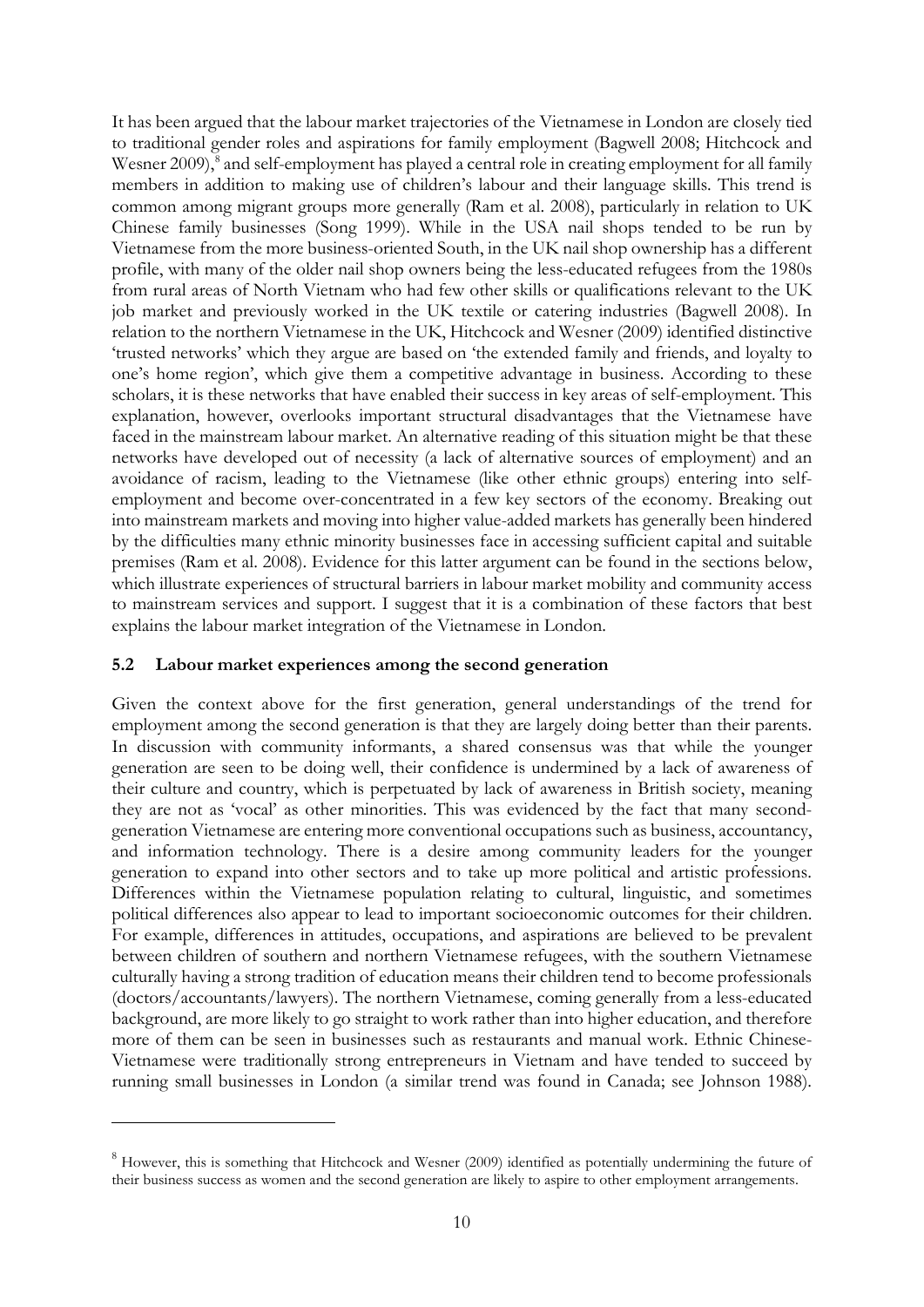It has been argued that the labour market trajectories of the Vietnamese in London are closely tied to traditional gender roles and aspirations for family employment (Bagwell 2008; Hitchcock and Wesner 2009),[8] and self-employment has played a central role in creating employment for all family members in addition to making use of children's labour and their language skills. This trend is common among migrant groups more generally (Ram et al. 2008), particularly in relation to UK Chinese family businesses (Song 1999). While in the USA nail shops tended to be run by Vietnamese from the more business-oriented South, in the UK nail shop ownership has a different profile, with many of the older nail shop owners being the less-educated refugees from the 1980s from rural areas of North Vietnam who had few other skills or qualifications relevant to the UK job market and previously worked in the UK textile or catering industries (Bagwell 2008). In relation to the northern Vietnamese in the UK, Hitchcock and Wesner (2009) identified distinctive 'trusted networks' which they argue are based on 'the extended family and friends, and loyalty to one's home region', which give them a competitive advantage in business. According to these scholars, it is these networks that have enabled their success in key areas of self-employment. This explanation, however, overlooks important structural disadvantages that the Vietnamese have faced in the mainstream labour market. An alternative reading of this situation might be that these networks have developed out of necessity (a lack of alternative sources of employment) and an avoidance of racism, leading to the Vietnamese (like other ethnic groups) entering into self-employment and become over-concentrated in a few key sectors of the economy. Breaking out into mainstream markets and moving into higher value-added markets has generally been hindered by the difficulties many ethnic minority businesses face in accessing sufficient capital and suitable premises (Ram et al. 2008). Evidence for this latter argument can be found in the sections below, which illustrate experiences of structural barriers in labour market mobility and community access to mainstream services and support. I suggest that it is a combination of these factors that best explains the labour market integration of the Vietnamese in London.

### 5.2 Labour market experiences among the second generation

Given the context above for the first generation, general understandings of the trend for employment among the second generation is that they are largely doing better than their parents. In discussion with community informants, a shared consensus was that while the younger generation are seen to be doing well, their confidence is undermined by a lack of awareness of their culture and country, which is perpetuated by lack of awareness in British society, meaning they are not as 'vocal' as other minorities. This was evidenced by the fact that many second-generation Vietnamese are entering more conventional occupations such as business, accountancy, and information technology. There is a desire among community leaders for the younger generation to expand into other sectors and to take up more political and artistic professions. Differences within the Vietnamese population relating to cultural, linguistic, and sometimes political differences also appear to lead to important socioeconomic outcomes for their children. For example, differences in attitudes, occupations, and aspirations are believed to be prevalent between children of southern and northern Vietnamese refugees, with the southern Vietnamese culturally having a strong tradition of education means their children tend to become professionals (doctors/accountants/lawyers). The northern Vietnamese, coming generally from a less-educated background, are more likely to go straight to work rather than into higher education, and therefore more of them can be seen in businesses such as restaurants and manual work. Ethnic Chinese-Vietnamese were traditionally strong entrepreneurs in Vietnam and have tended to succeed by running small businesses in London (a similar trend was found in Canada; see Johnson 1988).

[8] However, this is something that Hitchcock and Wesner (2009) identified as potentially undermining the future of their business success as women and the second generation are likely to aspire to other employment arrangements.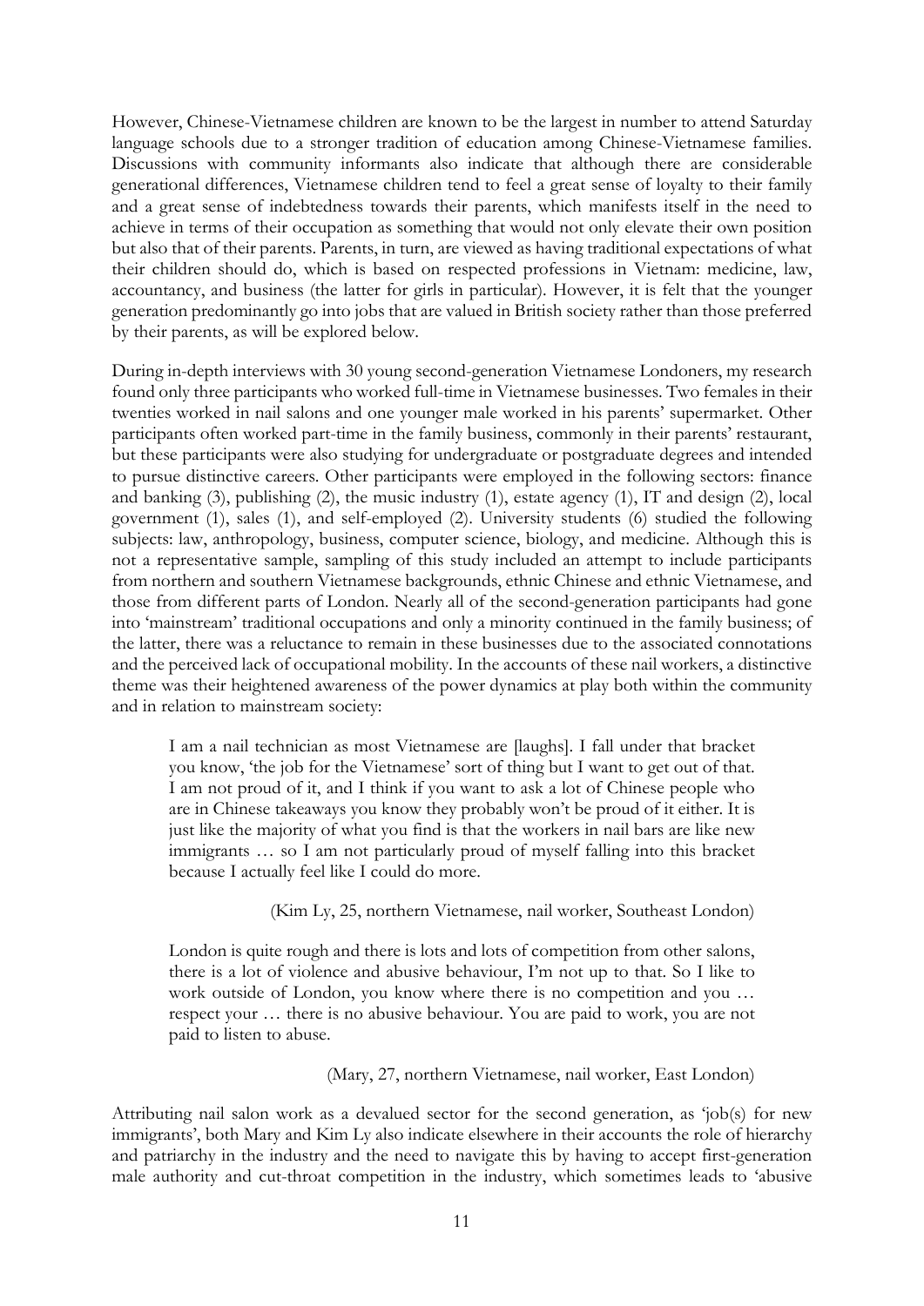However, Chinese-Vietnamese children are known to be the largest in number to attend Saturday language schools due to a stronger tradition of education among Chinese-Vietnamese families. Discussions with community informants also indicate that although there are considerable generational differences, Vietnamese children tend to feel a great sense of loyalty to their family and a great sense of indebtedness towards their parents, which manifests itself in the need to achieve in terms of their occupation as something that would not only elevate their own position but also that of their parents. Parents, in turn, are viewed as having traditional expectations of what their children should do, which is based on respected professions in Vietnam: medicine, law, accountancy, and business (the latter for girls in particular). However, it is felt that the younger generation predominantly go into jobs that are valued in British society rather than those preferred by their parents, as will be explored below.

During in-depth interviews with 30 young second-generation Vietnamese Londoners, my research found only three participants who worked full-time in Vietnamese businesses. Two females in their twenties worked in nail salons and one younger male worked in his parents' supermarket. Other participants often worked part-time in the family business, commonly in their parents' restaurant, but these participants were also studying for undergraduate or postgraduate degrees and intended to pursue distinctive careers. Other participants were employed in the following sectors: finance and banking (3), publishing (2), the music industry (1), estate agency (1), IT and design (2), local government (1), sales (1), and self-employed (2). University students (6) studied the following subjects: law, anthropology, business, computer science, biology, and medicine. Although this is not a representative sample, sampling of this study included an attempt to include participants from northern and southern Vietnamese backgrounds, ethnic Chinese and ethnic Vietnamese, and those from different parts of London. Nearly all of the second-generation participants had gone into 'mainstream' traditional occupations and only a minority continued in the family business; of the latter, there was a reluctance to remain in these businesses due to the associated connotations and the perceived lack of occupational mobility. In the accounts of these nail workers, a distinctive theme was their heightened awareness of the power dynamics at play both within the community and in relation to mainstream society:

> I am a nail technician as most Vietnamese are [laughs]. I fall under that bracket you know, 'the job for the Vietnamese' sort of thing but I want to get out of that. I am not proud of it, and I think if you want to ask a lot of Chinese people who are in Chinese takeaways you know they probably won't be proud of it either. It is just like the majority of what you find is that the workers in nail bars are like new immigrants … so I am not particularly proud of myself falling into this bracket because I actually feel like I could do more.
>
> (Kim Ly, 25, northern Vietnamese, nail worker, Southeast London)

> London is quite rough and there is lots and lots of competition from other salons, there is a lot of violence and abusive behaviour, I'm not up to that. So I like to work outside of London, you know where there is no competition and you … respect your … there is no abusive behaviour. You are paid to work, you are not paid to listen to abuse.
>
> (Mary, 27, northern Vietnamese, nail worker, East London)

Attributing nail salon work as a devalued sector for the second generation, as 'job(s) for new immigrants', both Mary and Kim Ly also indicate elsewhere in their accounts the role of hierarchy and patriarchy in the industry and the need to navigate this by having to accept first-generation male authority and cut-throat competition in the industry, which sometimes leads to 'abusive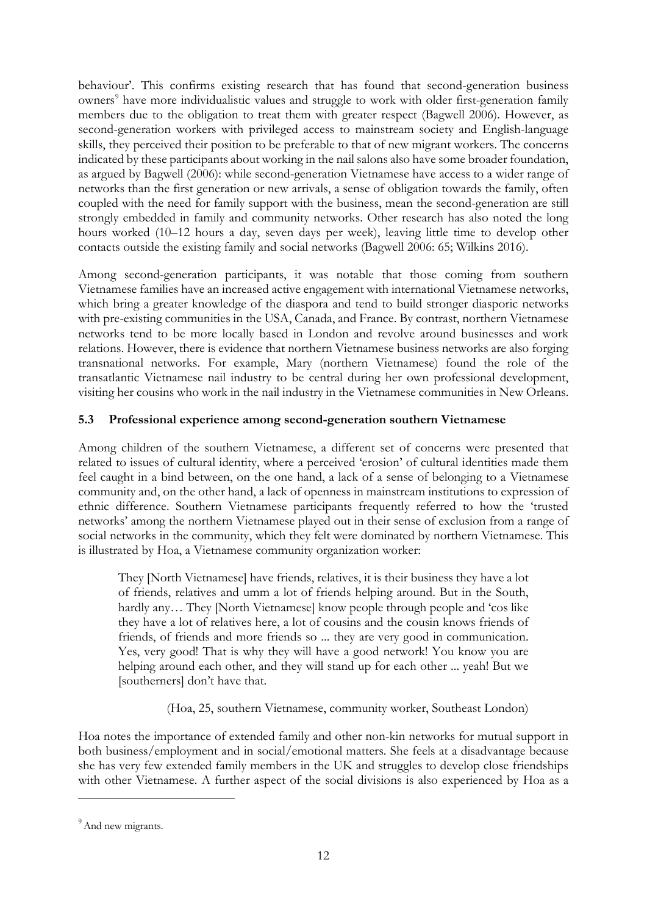behaviour'. This confirms existing research that has found that second-generation business owners[9] have more individualistic values and struggle to work with older first-generation family members due to the obligation to treat them with greater respect (Bagwell 2006). However, as second-generation workers with privileged access to mainstream society and English-language skills, they perceived their position to be preferable to that of new migrant workers. The concerns indicated by these participants about working in the nail salons also have some broader foundation, as argued by Bagwell (2006): while second-generation Vietnamese have access to a wider range of networks than the first generation or new arrivals, a sense of obligation towards the family, often coupled with the need for family support with the business, mean the second-generation are still strongly embedded in family and community networks. Other research has also noted the long hours worked (10–12 hours a day, seven days per week), leaving little time to develop other contacts outside the existing family and social networks (Bagwell 2006: 65; Wilkins 2016).

Among second-generation participants, it was notable that those coming from southern Vietnamese families have an increased active engagement with international Vietnamese networks, which bring a greater knowledge of the diaspora and tend to build stronger diasporic networks with pre-existing communities in the USA, Canada, and France. By contrast, northern Vietnamese networks tend to be more locally based in London and revolve around businesses and work relations. However, there is evidence that northern Vietnamese business networks are also forging transnational networks. For example, Mary (northern Vietnamese) found the role of the transatlantic Vietnamese nail industry to be central during her own professional development, visiting her cousins who work in the nail industry in the Vietnamese communities in New Orleans.

### 5.3 Professional experience among second-generation southern Vietnamese

Among children of the southern Vietnamese, a different set of concerns were presented that related to issues of cultural identity, where a perceived 'erosion' of cultural identities made them feel caught in a bind between, on the one hand, a lack of a sense of belonging to a Vietnamese community and, on the other hand, a lack of openness in mainstream institutions to expression of ethnic difference. Southern Vietnamese participants frequently referred to how the 'trusted networks' among the northern Vietnamese played out in their sense of exclusion from a range of social networks in the community, which they felt were dominated by northern Vietnamese. This is illustrated by Hoa, a Vietnamese community organization worker:

> They [North Vietnamese] have friends, relatives, it is their business they have a lot of friends, relatives and umm a lot of friends helping around. But in the South, hardly any… They [North Vietnamese] know people through people and 'cos like they have a lot of relatives here, a lot of cousins and the cousin knows friends of friends, of friends and more friends so ... they are very good in communication. Yes, very good! That is why they will have a good network! You know you are helping around each other, and they will stand up for each other ... yeah! But we [southerners] don't have that.
>
> (Hoa, 25, southern Vietnamese, community worker, Southeast London)

Hoa notes the importance of extended family and other non-kin networks for mutual support in both business/employment and in social/emotional matters. She feels at a disadvantage because she has very few extended family members in the UK and struggles to develop close friendships with other Vietnamese. A further aspect of the social divisions is also experienced by Hoa as a

[9] And new migrants.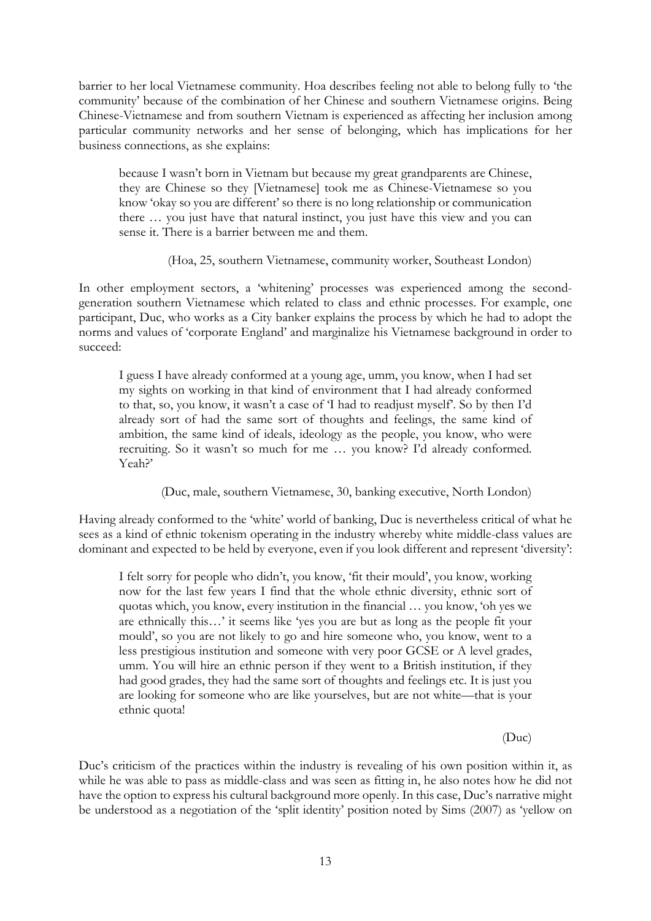barrier to her local Vietnamese community. Hoa describes feeling not able to belong fully to 'the community' because of the combination of her Chinese and southern Vietnamese origins. Being Chinese-Vietnamese and from southern Vietnam is experienced as affecting her inclusion among particular community networks and her sense of belonging, which has implications for her business connections, as she explains:

> because I wasn't born in Vietnam but because my great grandparents are Chinese, they are Chinese so they [Vietnamese] took me as Chinese-Vietnamese so you know 'okay so you are different' so there is no long relationship or communication there … you just have that natural instinct, you just have this view and you can sense it. There is a barrier between me and them.
>
> (Hoa, 25, southern Vietnamese, community worker, Southeast London)

In other employment sectors, a 'whitening' processes was experienced among the second-generation southern Vietnamese which related to class and ethnic processes. For example, one participant, Duc, who works as a City banker explains the process by which he had to adopt the norms and values of 'corporate England' and marginalize his Vietnamese background in order to succeed:

> I guess I have already conformed at a young age, umm, you know, when I had set my sights on working in that kind of environment that I had already conformed to that, so, you know, it wasn't a case of 'I had to readjust myself'. So by then I'd already sort of had the same sort of thoughts and feelings, the same kind of ambition, the same kind of ideals, ideology as the people, you know, who were recruiting. So it wasn't so much for me … you know? I'd already conformed. Yeah?'
>
> (Duc, male, southern Vietnamese, 30, banking executive, North London)

Having already conformed to the 'white' world of banking, Duc is nevertheless critical of what he sees as a kind of ethnic tokenism operating in the industry whereby white middle-class values are dominant and expected to be held by everyone, even if you look different and represent 'diversity':

> I felt sorry for people who didn't, you know, 'fit their mould', you know, working now for the last few years I find that the whole ethnic diversity, ethnic sort of quotas which, you know, every institution in the financial … you know, 'oh yes we are ethnically this…' it seems like 'yes you are but as long as the people fit your mould', so you are not likely to go and hire someone who, you know, went to a less prestigious institution and someone with very poor GCSE or A level grades, umm. You will hire an ethnic person if they went to a British institution, if they had good grades, they had the same sort of thoughts and feelings etc. It is just you are looking for someone who are like yourselves, but are not white—that is your ethnic quota!
>
> (Duc)

Duc's criticism of the practices within the industry is revealing of his own position within it, as while he was able to pass as middle-class and was seen as fitting in, he also notes how he did not have the option to express his cultural background more openly. In this case, Duc's narrative might be understood as a negotiation of the 'split identity' position noted by Sims (2007) as 'yellow on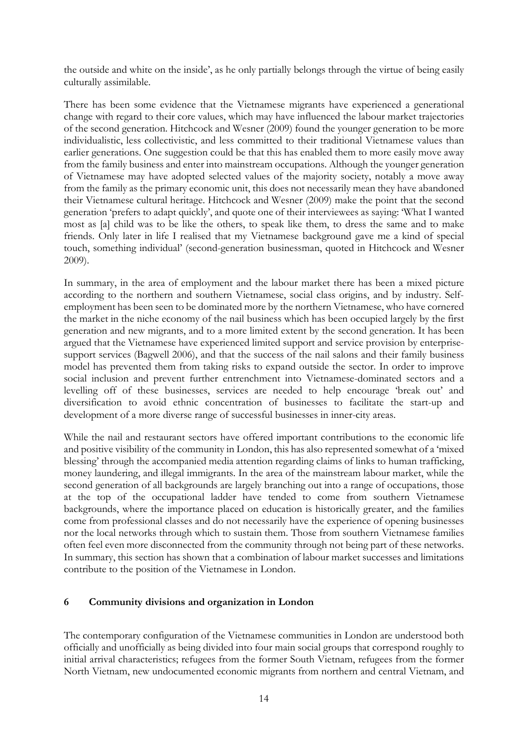the outside and white on the inside', as he only partially belongs through the virtue of being easily culturally assimilable.

There has been some evidence that the Vietnamese migrants have experienced a generational change with regard to their core values, which may have influenced the labour market trajectories of the second generation. Hitchcock and Wesner (2009) found the younger generation to be more individualistic, less collectivistic, and less committed to their traditional Vietnamese values than earlier generations. One suggestion could be that this has enabled them to more easily move away from the family business and enter into mainstream occupations. Although the younger generation of Vietnamese may have adopted selected values of the majority society, notably a move away from the family as the primary economic unit, this does not necessarily mean they have abandoned their Vietnamese cultural heritage. Hitchcock and Wesner (2009) make the point that the second generation 'prefers to adapt quickly', and quote one of their interviewees as saying: 'What I wanted most as [a] child was to be like the others, to speak like them, to dress the same and to make friends. Only later in life I realised that my Vietnamese background gave me a kind of special touch, something individual' (second-generation businessman, quoted in Hitchcock and Wesner 2009).

In summary, in the area of employment and the labour market there has been a mixed picture according to the northern and southern Vietnamese, social class origins, and by industry. Self-employment has been seen to be dominated more by the northern Vietnamese, who have cornered the market in the niche economy of the nail business which has been occupied largely by the first generation and new migrants, and to a more limited extent by the second generation. It has been argued that the Vietnamese have experienced limited support and service provision by enterprise-support services (Bagwell 2006), and that the success of the nail salons and their family business model has prevented them from taking risks to expand outside the sector. In order to improve social inclusion and prevent further entrenchment into Vietnamese-dominated sectors and a levelling off of these businesses, services are needed to help encourage 'break out' and diversification to avoid ethnic concentration of businesses to facilitate the start-up and development of a more diverse range of successful businesses in inner-city areas.

While the nail and restaurant sectors have offered important contributions to the economic life and positive visibility of the community in London, this has also represented somewhat of a 'mixed blessing' through the accompanied media attention regarding claims of links to human trafficking, money laundering, and illegal immigrants. In the area of the mainstream labour market, while the second generation of all backgrounds are largely branching out into a range of occupations, those at the top of the occupational ladder have tended to come from southern Vietnamese backgrounds, where the importance placed on education is historically greater, and the families come from professional classes and do not necessarily have the experience of opening businesses nor the local networks through which to sustain them. Those from southern Vietnamese families often feel even more disconnected from the community through not being part of these networks. In summary, this section has shown that a combination of labour market successes and limitations contribute to the position of the Vietnamese in London.

## 6 Community divisions and organization in London

The contemporary configuration of the Vietnamese communities in London are understood both officially and unofficially as being divided into four main social groups that correspond roughly to initial arrival characteristics; refugees from the former South Vietnam, refugees from the former North Vietnam, new undocumented economic migrants from northern and central Vietnam, and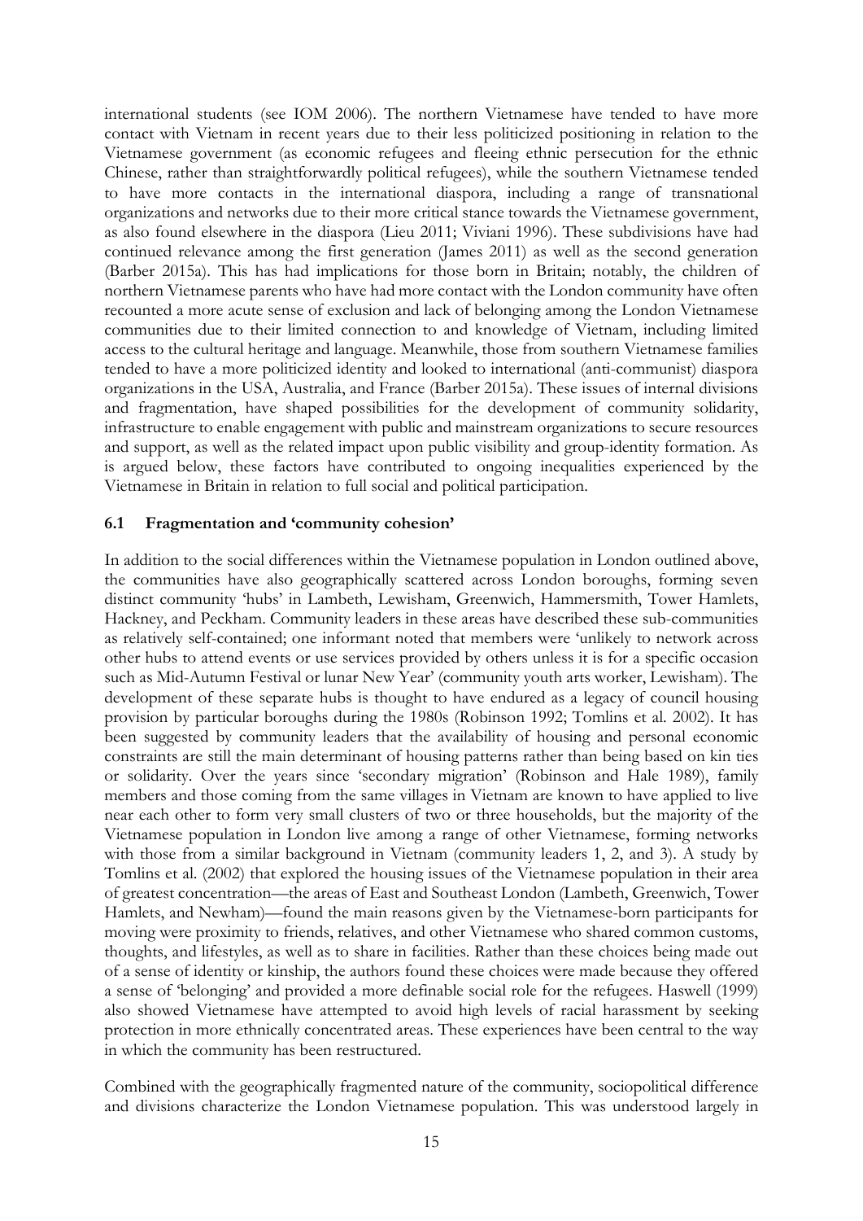international students (see IOM 2006). The northern Vietnamese have tended to have more contact with Vietnam in recent years due to their less politicized positioning in relation to the Vietnamese government (as economic refugees and fleeing ethnic persecution for the ethnic Chinese, rather than straightforwardly political refugees), while the southern Vietnamese tended to have more contacts in the international diaspora, including a range of transnational organizations and networks due to their more critical stance towards the Vietnamese government, as also found elsewhere in the diaspora (Lieu 2011; Viviani 1996). These subdivisions have had continued relevance among the first generation (James 2011) as well as the second generation (Barber 2015a). This has had implications for those born in Britain; notably, the children of northern Vietnamese parents who have had more contact with the London community have often recounted a more acute sense of exclusion and lack of belonging among the London Vietnamese communities due to their limited connection to and knowledge of Vietnam, including limited access to the cultural heritage and language. Meanwhile, those from southern Vietnamese families tended to have a more politicized identity and looked to international (anti-communist) diaspora organizations in the USA, Australia, and France (Barber 2015a). These issues of internal divisions and fragmentation, have shaped possibilities for the development of community solidarity, infrastructure to enable engagement with public and mainstream organizations to secure resources and support, as well as the related impact upon public visibility and group-identity formation. As is argued below, these factors have contributed to ongoing inequalities experienced by the Vietnamese in Britain in relation to full social and political participation.

### 6.1 Fragmentation and 'community cohesion'

In addition to the social differences within the Vietnamese population in London outlined above, the communities have also geographically scattered across London boroughs, forming seven distinct community 'hubs' in Lambeth, Lewisham, Greenwich, Hammersmith, Tower Hamlets, Hackney, and Peckham. Community leaders in these areas have described these sub-communities as relatively self-contained; one informant noted that members were 'unlikely to network across other hubs to attend events or use services provided by others unless it is for a specific occasion such as Mid-Autumn Festival or lunar New Year' (community youth arts worker, Lewisham). The development of these separate hubs is thought to have endured as a legacy of council housing provision by particular boroughs during the 1980s (Robinson 1992; Tomlins et al. 2002). It has been suggested by community leaders that the availability of housing and personal economic constraints are still the main determinant of housing patterns rather than being based on kin ties or solidarity. Over the years since 'secondary migration' (Robinson and Hale 1989), family members and those coming from the same villages in Vietnam are known to have applied to live near each other to form very small clusters of two or three households, but the majority of the Vietnamese population in London live among a range of other Vietnamese, forming networks with those from a similar background in Vietnam (community leaders 1, 2, and 3). A study by Tomlins et al. (2002) that explored the housing issues of the Vietnamese population in their area of greatest concentration—the areas of East and Southeast London (Lambeth, Greenwich, Tower Hamlets, and Newham)—found the main reasons given by the Vietnamese-born participants for moving were proximity to friends, relatives, and other Vietnamese who shared common customs, thoughts, and lifestyles, as well as to share in facilities. Rather than these choices being made out of a sense of identity or kinship, the authors found these choices were made because they offered a sense of 'belonging' and provided a more definable social role for the refugees. Haswell (1999) also showed Vietnamese have attempted to avoid high levels of racial harassment by seeking protection in more ethnically concentrated areas. These experiences have been central to the way in which the community has been restructured.

Combined with the geographically fragmented nature of the community, sociopolitical difference and divisions characterize the London Vietnamese population. This was understood largely in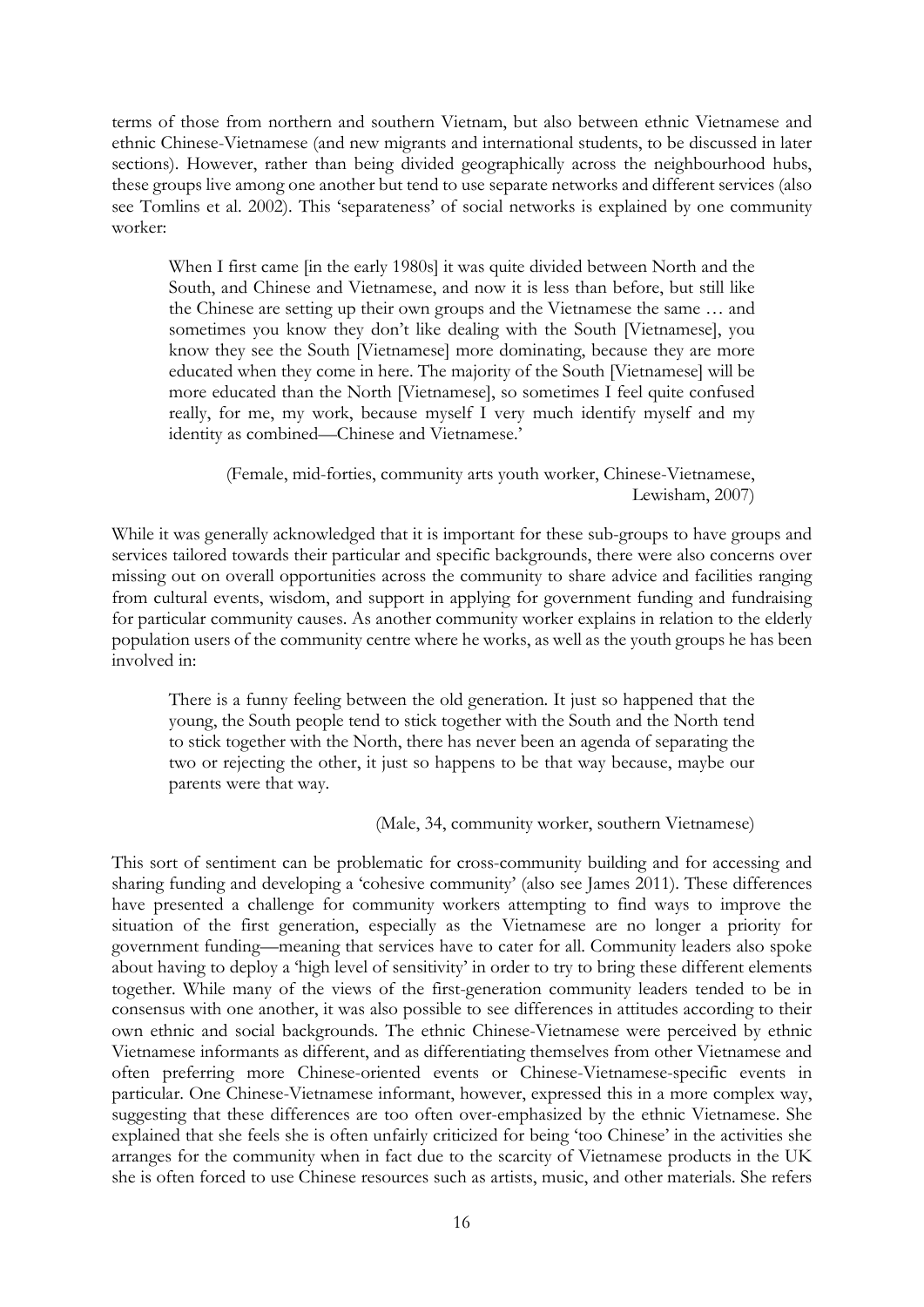terms of those from northern and southern Vietnam, but also between ethnic Vietnamese and ethnic Chinese-Vietnamese (and new migrants and international students, to be discussed in later sections). However, rather than being divided geographically across the neighbourhood hubs, these groups live among one another but tend to use separate networks and different services (also see Tomlins et al. 2002). This 'separateness' of social networks is explained by one community worker:

> When I first came [in the early 1980s] it was quite divided between North and the South, and Chinese and Vietnamese, and now it is less than before, but still like the Chinese are setting up their own groups and the Vietnamese the same … and sometimes you know they don't like dealing with the South [Vietnamese], you know they see the South [Vietnamese] more dominating, because they are more educated when they come in here. The majority of the South [Vietnamese] will be more educated than the North [Vietnamese], so sometimes I feel quite confused really, for me, my work, because myself I very much identify myself and my identity as combined—Chinese and Vietnamese.'
>
> (Female, mid-forties, community arts youth worker, Chinese-Vietnamese, Lewisham, 2007)

While it was generally acknowledged that it is important for these sub-groups to have groups and services tailored towards their particular and specific backgrounds, there were also concerns over missing out on overall opportunities across the community to share advice and facilities ranging from cultural events, wisdom, and support in applying for government funding and fundraising for particular community causes. As another community worker explains in relation to the elderly population users of the community centre where he works, as well as the youth groups he has been involved in:

> There is a funny feeling between the old generation. It just so happened that the young, the South people tend to stick together with the South and the North tend to stick together with the North, there has never been an agenda of separating the two or rejecting the other, it just so happens to be that way because, maybe our parents were that way.
>
> (Male, 34, community worker, southern Vietnamese)

This sort of sentiment can be problematic for cross-community building and for accessing and sharing funding and developing a 'cohesive community' (also see James 2011). These differences have presented a challenge for community workers attempting to find ways to improve the situation of the first generation, especially as the Vietnamese are no longer a priority for government funding—meaning that services have to cater for all. Community leaders also spoke about having to deploy a 'high level of sensitivity' in order to try to bring these different elements together. While many of the views of the first-generation community leaders tended to be in consensus with one another, it was also possible to see differences in attitudes according to their own ethnic and social backgrounds. The ethnic Chinese-Vietnamese were perceived by ethnic Vietnamese informants as different, and as differentiating themselves from other Vietnamese and often preferring more Chinese-oriented events or Chinese-Vietnamese-specific events in particular. One Chinese-Vietnamese informant, however, expressed this in a more complex way, suggesting that these differences are too often over-emphasized by the ethnic Vietnamese. She explained that she feels she is often unfairly criticized for being 'too Chinese' in the activities she arranges for the community when in fact due to the scarcity of Vietnamese products in the UK she is often forced to use Chinese resources such as artists, music, and other materials. She refers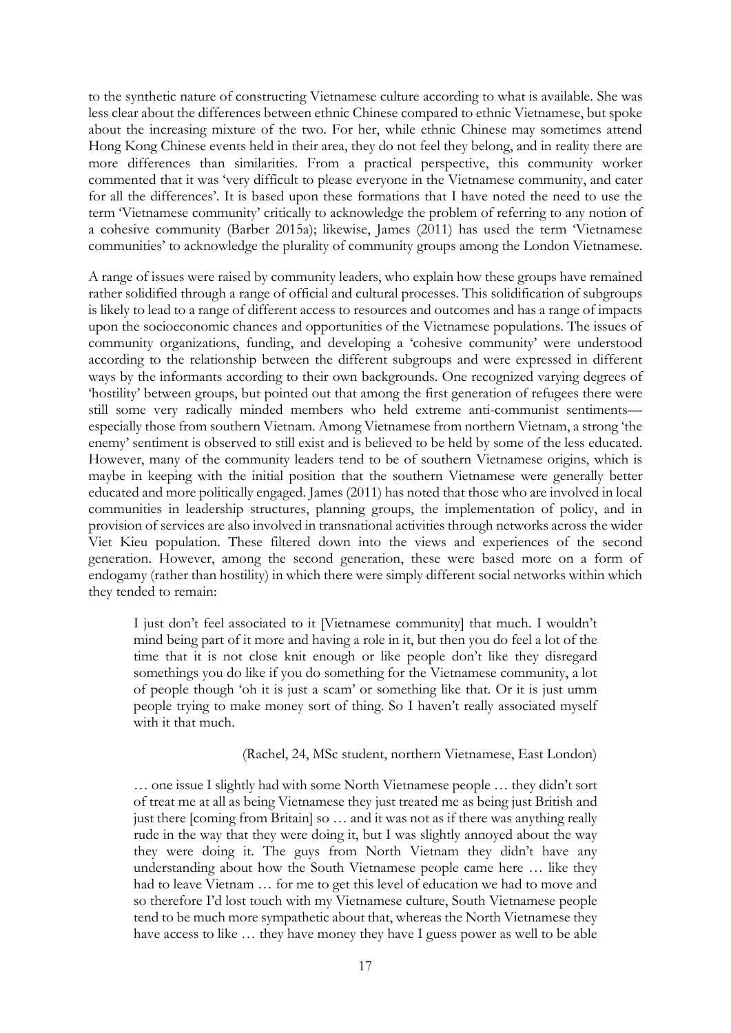to the synthetic nature of constructing Vietnamese culture according to what is available. She was less clear about the differences between ethnic Chinese compared to ethnic Vietnamese, but spoke about the increasing mixture of the two. For her, while ethnic Chinese may sometimes attend Hong Kong Chinese events held in their area, they do not feel they belong, and in reality there are more differences than similarities. From a practical perspective, this community worker commented that it was 'very difficult to please everyone in the Vietnamese community, and cater for all the differences'. It is based upon these formations that I have noted the need to use the term 'Vietnamese community' critically to acknowledge the problem of referring to any notion of a cohesive community (Barber 2015a); likewise, James (2011) has used the term 'Vietnamese communities' to acknowledge the plurality of community groups among the London Vietnamese.

A range of issues were raised by community leaders, who explain how these groups have remained rather solidified through a range of official and cultural processes. This solidification of subgroups is likely to lead to a range of different access to resources and outcomes and has a range of impacts upon the socioeconomic chances and opportunities of the Vietnamese populations. The issues of community organizations, funding, and developing a 'cohesive community' were understood according to the relationship between the different subgroups and were expressed in different ways by the informants according to their own backgrounds. One recognized varying degrees of 'hostility' between groups, but pointed out that among the first generation of refugees there were still some very radically minded members who held extreme anti-communist sentiments—especially those from southern Vietnam. Among Vietnamese from northern Vietnam, a strong 'the enemy' sentiment is observed to still exist and is believed to be held by some of the less educated. However, many of the community leaders tend to be of southern Vietnamese origins, which is maybe in keeping with the initial position that the southern Vietnamese were generally better educated and more politically engaged. James (2011) has noted that those who are involved in local communities in leadership structures, planning groups, the implementation of policy, and in provision of services are also involved in transnational activities through networks across the wider Viet Kieu population. These filtered down into the views and experiences of the second generation. However, among the second generation, these were based more on a form of endogamy (rather than hostility) in which there were simply different social networks within which they tended to remain:

> I just don't feel associated to it [Vietnamese community] that much. I wouldn't mind being part of it more and having a role in it, but then you do feel a lot of the time that it is not close knit enough or like people don't like they disregard somethings you do like if you do something for the Vietnamese community, a lot of people though 'oh it is just a scam' or something like that. Or it is just umm people trying to make money sort of thing. So I haven't really associated myself with it that much.
>
> (Rachel, 24, MSc student, northern Vietnamese, East London)

> … one issue I slightly had with some North Vietnamese people … they didn't sort of treat me at all as being Vietnamese they just treated me as being just British and just there [coming from Britain] so … and it was not as if there was anything really rude in the way that they were doing it, but I was slightly annoyed about the way they were doing it. The guys from North Vietnam they didn't have any understanding about how the South Vietnamese people came here … like they had to leave Vietnam … for me to get this level of education we had to move and so therefore I'd lost touch with my Vietnamese culture, South Vietnamese people tend to be much more sympathetic about that, whereas the North Vietnamese they have access to like … they have money they have I guess power as well to be able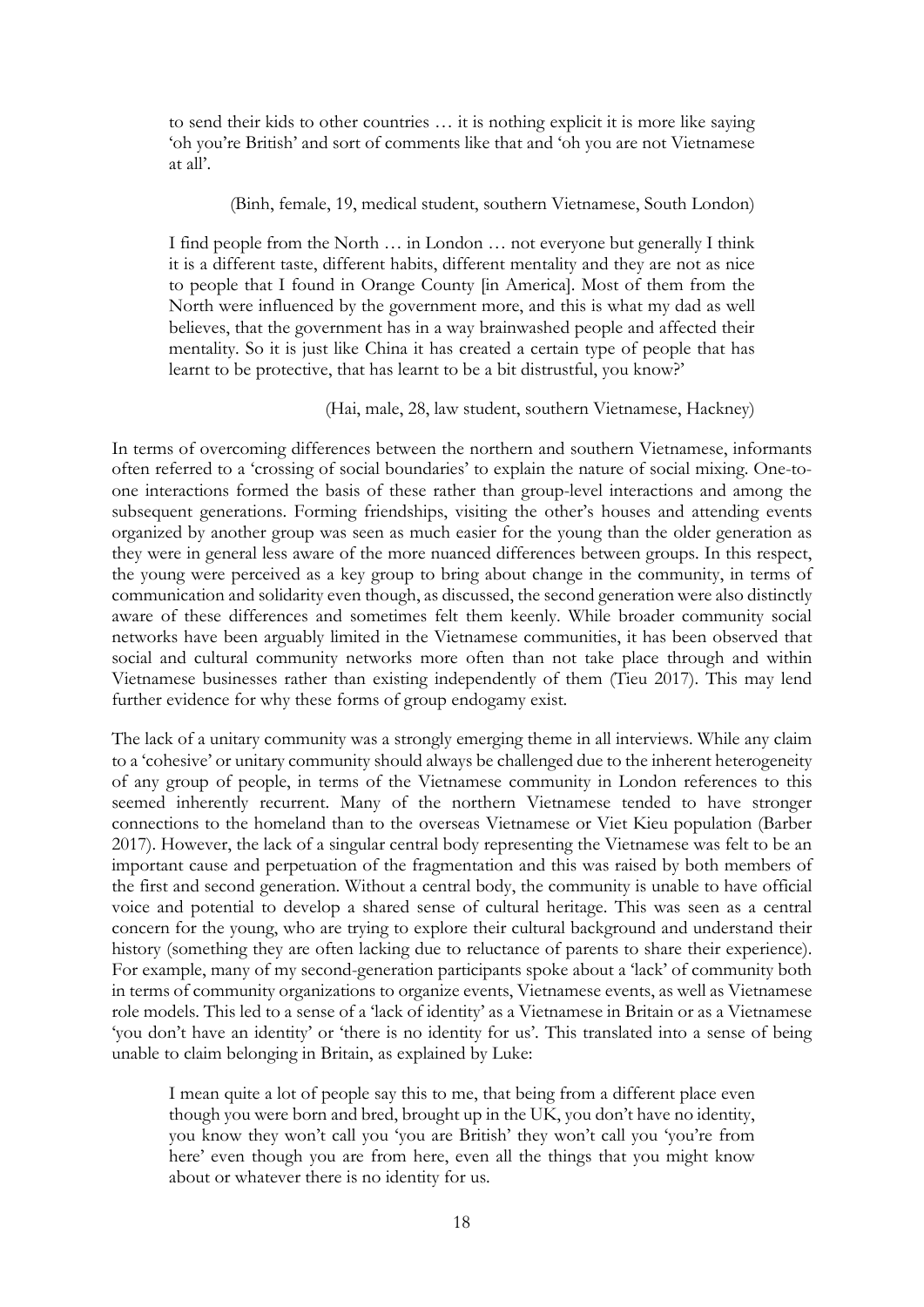> to send their kids to other countries … it is nothing explicit it is more like saying 'oh you're British' and sort of comments like that and 'oh you are not Vietnamese at all'.
>
> (Binh, female, 19, medical student, southern Vietnamese, South London)

> I find people from the North … in London … not everyone but generally I think it is a different taste, different habits, different mentality and they are not as nice to people that I found in Orange County [in America]. Most of them from the North were influenced by the government more, and this is what my dad as well believes, that the government has in a way brainwashed people and affected their mentality. So it is just like China it has created a certain type of people that has learnt to be protective, that has learnt to be a bit distrustful, you know?'
>
> (Hai, male, 28, law student, southern Vietnamese, Hackney)

In terms of overcoming differences between the northern and southern Vietnamese, informants often referred to a 'crossing of social boundaries' to explain the nature of social mixing. One-to-one interactions formed the basis of these rather than group-level interactions and among the subsequent generations. Forming friendships, visiting the other's houses and attending events organized by another group was seen as much easier for the young than the older generation as they were in general less aware of the more nuanced differences between groups. In this respect, the young were perceived as a key group to bring about change in the community, in terms of communication and solidarity even though, as discussed, the second generation were also distinctly aware of these differences and sometimes felt them keenly. While broader community social networks have been arguably limited in the Vietnamese communities, it has been observed that social and cultural community networks more often than not take place through and within Vietnamese businesses rather than existing independently of them (Tieu 2017). This may lend further evidence for why these forms of group endogamy exist.

The lack of a unitary community was a strongly emerging theme in all interviews. While any claim to a 'cohesive' or unitary community should always be challenged due to the inherent heterogeneity of any group of people, in terms of the Vietnamese community in London references to this seemed inherently recurrent. Many of the northern Vietnamese tended to have stronger connections to the homeland than to the overseas Vietnamese or Viet Kieu population (Barber 2017). However, the lack of a singular central body representing the Vietnamese was felt to be an important cause and perpetuation of the fragmentation and this was raised by both members of the first and second generation. Without a central body, the community is unable to have official voice and potential to develop a shared sense of cultural heritage. This was seen as a central concern for the young, who are trying to explore their cultural background and understand their history (something they are often lacking due to reluctance of parents to share their experience). For example, many of my second-generation participants spoke about a 'lack' of community both in terms of community organizations to organize events, Vietnamese events, as well as Vietnamese role models. This led to a sense of a 'lack of identity' as a Vietnamese in Britain or as a Vietnamese 'you don't have an identity' or 'there is no identity for us'. This translated into a sense of being unable to claim belonging in Britain, as explained by Luke:

> I mean quite a lot of people say this to me, that being from a different place even though you were born and bred, brought up in the UK, you don't have no identity, you know they won't call you 'you are British' they won't call you 'you're from here' even though you are from here, even all the things that you might know about or whatever there is no identity for us.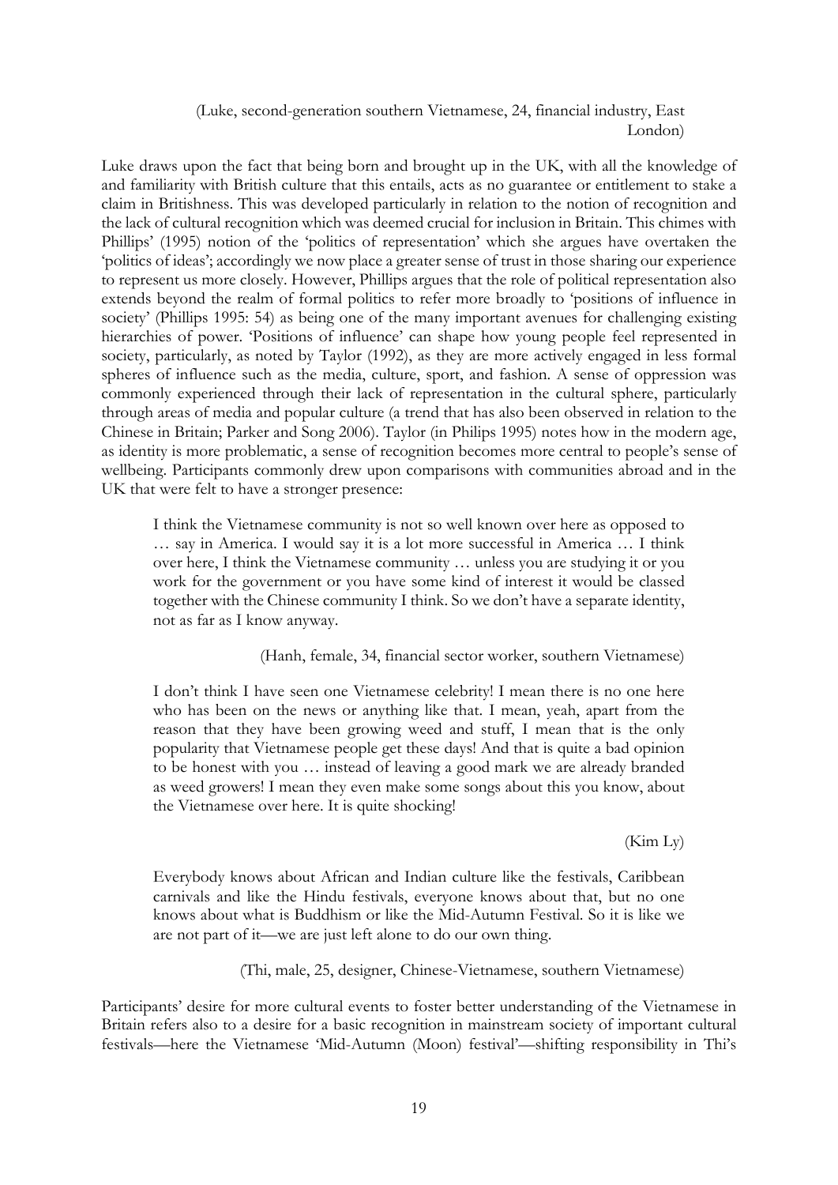(Luke, second-generation southern Vietnamese, 24, financial industry, East London)

Luke draws upon the fact that being born and brought up in the UK, with all the knowledge of and familiarity with British culture that this entails, acts as no guarantee or entitlement to stake a claim in Britishness. This was developed particularly in relation to the notion of recognition and the lack of cultural recognition which was deemed crucial for inclusion in Britain. This chimes with Phillips' (1995) notion of the 'politics of representation' which she argues have overtaken the 'politics of ideas'; accordingly we now place a greater sense of trust in those sharing our experience to represent us more closely. However, Phillips argues that the role of political representation also extends beyond the realm of formal politics to refer more broadly to 'positions of influence in society' (Phillips 1995: 54) as being one of the many important avenues for challenging existing hierarchies of power. 'Positions of influence' can shape how young people feel represented in society, particularly, as noted by Taylor (1992), as they are more actively engaged in less formal spheres of influence such as the media, culture, sport, and fashion. A sense of oppression was commonly experienced through their lack of representation in the cultural sphere, particularly through areas of media and popular culture (a trend that has also been observed in relation to the Chinese in Britain; Parker and Song 2006). Taylor (in Philips 1995) notes how in the modern age, as identity is more problematic, a sense of recognition becomes more central to people's sense of wellbeing. Participants commonly drew upon comparisons with communities abroad and in the UK that were felt to have a stronger presence:

> I think the Vietnamese community is not so well known over here as opposed to … say in America. I would say it is a lot more successful in America … I think over here, I think the Vietnamese community … unless you are studying it or you work for the government or you have some kind of interest it would be classed together with the Chinese community I think. So we don't have a separate identity, not as far as I know anyway.
>
> (Hanh, female, 34, financial sector worker, southern Vietnamese)

> I don't think I have seen one Vietnamese celebrity! I mean there is no one here who has been on the news or anything like that. I mean, yeah, apart from the reason that they have been growing weed and stuff, I mean that is the only popularity that Vietnamese people get these days! And that is quite a bad opinion to be honest with you … instead of leaving a good mark we are already branded as weed growers! I mean they even make some songs about this you know, about the Vietnamese over here. It is quite shocking!
>
> (Kim Ly)

> Everybody knows about African and Indian culture like the festivals, Caribbean carnivals and like the Hindu festivals, everyone knows about that, but no one knows about what is Buddhism or like the Mid-Autumn Festival. So it is like we are not part of it—we are just left alone to do our own thing.
>
> (Thi, male, 25, designer, Chinese-Vietnamese, southern Vietnamese)

Participants' desire for more cultural events to foster better understanding of the Vietnamese in Britain refers also to a desire for a basic recognition in mainstream society of important cultural festivals—here the Vietnamese 'Mid-Autumn (Moon) festival'—shifting responsibility in Thi's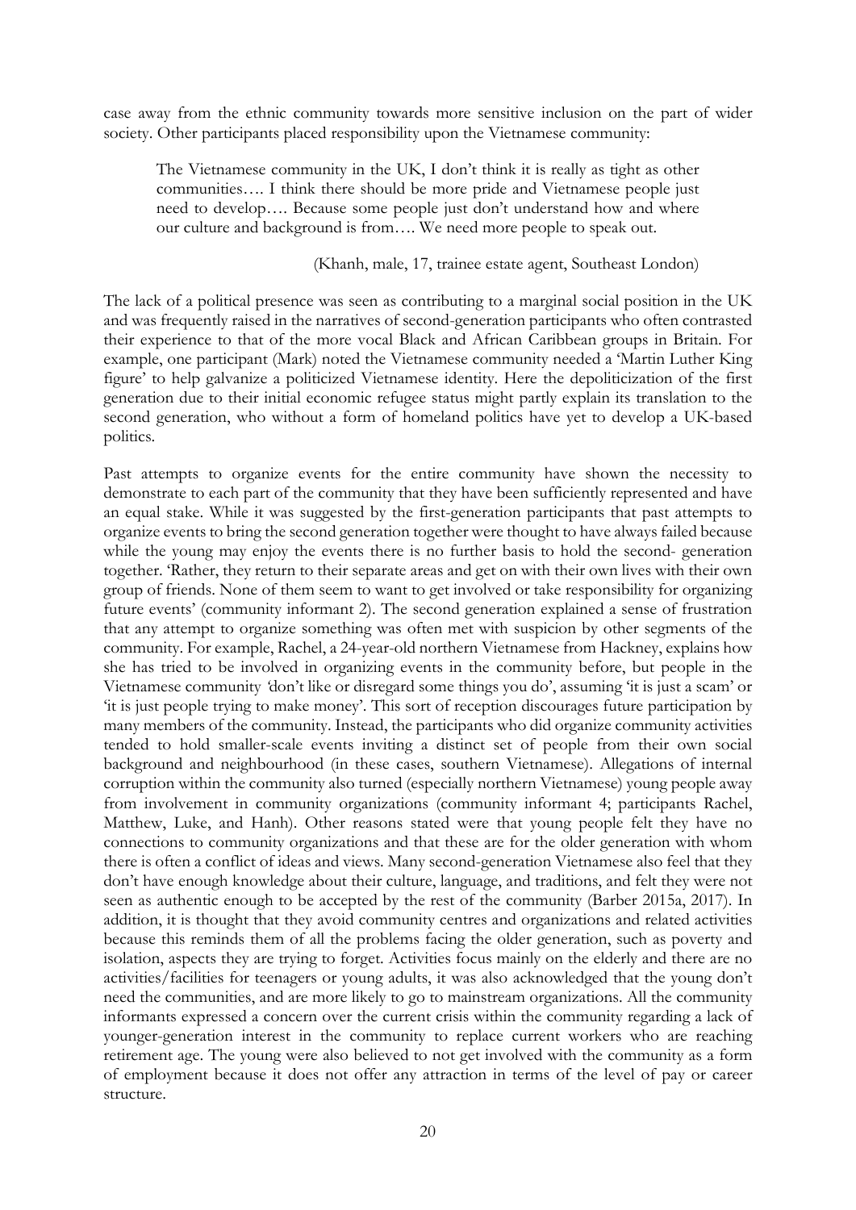case away from the ethnic community towards more sensitive inclusion on the part of wider society. Other participants placed responsibility upon the Vietnamese community:

> The Vietnamese community in the UK, I don't think it is really as tight as other communities…. I think there should be more pride and Vietnamese people just need to develop…. Because some people just don't understand how and where our culture and background is from…. We need more people to speak out.
>
> (Khanh, male, 17, trainee estate agent, Southeast London)

The lack of a political presence was seen as contributing to a marginal social position in the UK and was frequently raised in the narratives of second-generation participants who often contrasted their experience to that of the more vocal Black and African Caribbean groups in Britain. For example, one participant (Mark) noted the Vietnamese community needed a 'Martin Luther King figure' to help galvanize a politicized Vietnamese identity. Here the depoliticization of the first generation due to their initial economic refugee status might partly explain its translation to the second generation, who without a form of homeland politics have yet to develop a UK-based politics.

Past attempts to organize events for the entire community have shown the necessity to demonstrate to each part of the community that they have been sufficiently represented and have an equal stake. While it was suggested by the first-generation participants that past attempts to organize events to bring the second generation together were thought to have always failed because while the young may enjoy the events there is no further basis to hold the second- generation together. 'Rather, they return to their separate areas and get on with their own lives with their own group of friends. None of them seem to want to get involved or take responsibility for organizing future events' (community informant 2). The second generation explained a sense of frustration that any attempt to organize something was often met with suspicion by other segments of the community. For example, Rachel, a 24-year-old northern Vietnamese from Hackney, explains how she has tried to be involved in organizing events in the community before, but people in the Vietnamese community *'*don't like or disregard some things you do', assuming 'it is just a scam' or 'it is just people trying to make money'. This sort of reception discourages future participation by many members of the community. Instead, the participants who did organize community activities tended to hold smaller-scale events inviting a distinct set of people from their own social background and neighbourhood (in these cases, southern Vietnamese). Allegations of internal corruption within the community also turned (especially northern Vietnamese) young people away from involvement in community organizations (community informant 4; participants Rachel, Matthew, Luke, and Hanh). Other reasons stated were that young people felt they have no connections to community organizations and that these are for the older generation with whom there is often a conflict of ideas and views. Many second-generation Vietnamese also feel that they don't have enough knowledge about their culture, language, and traditions, and felt they were not seen as authentic enough to be accepted by the rest of the community (Barber 2015a, 2017). In addition, it is thought that they avoid community centres and organizations and related activities because this reminds them of all the problems facing the older generation, such as poverty and isolation, aspects they are trying to forget. Activities focus mainly on the elderly and there are no activities/facilities for teenagers or young adults, it was also acknowledged that the young don't need the communities, and are more likely to go to mainstream organizations. All the community informants expressed a concern over the current crisis within the community regarding a lack of younger-generation interest in the community to replace current workers who are reaching retirement age. The young were also believed to not get involved with the community as a form of employment because it does not offer any attraction in terms of the level of pay or career structure.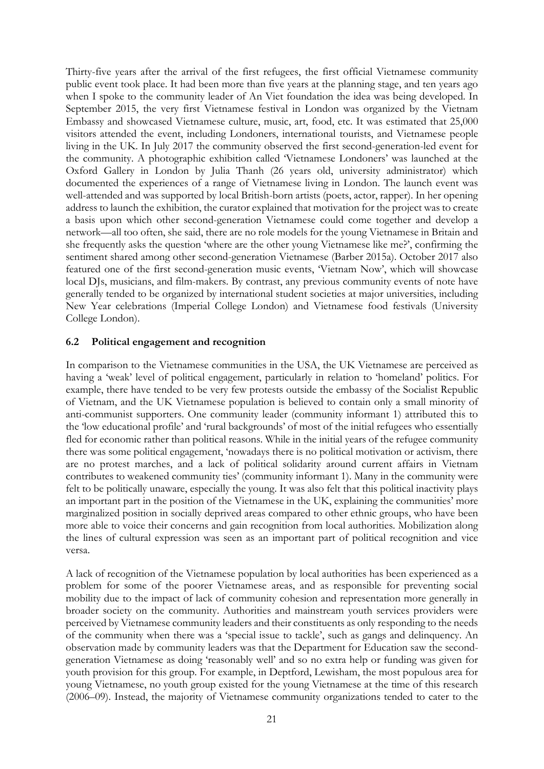Thirty-five years after the arrival of the first refugees, the first official Vietnamese community public event took place. It had been more than five years at the planning stage, and ten years ago when I spoke to the community leader of An Viet foundation the idea was being developed. In September 2015, the very first Vietnamese festival in London was organized by the Vietnam Embassy and showcased Vietnamese culture, music, art, food, etc. It was estimated that 25,000 visitors attended the event, including Londoners, international tourists, and Vietnamese people living in the UK. In July 2017 the community observed the first second-generation-led event for the community. A photographic exhibition called 'Vietnamese Londoners' was launched at the Oxford Gallery in London by Julia Thanh (26 years old, university administrator) which documented the experiences of a range of Vietnamese living in London. The launch event was well-attended and was supported by local British-born artists (poets, actor, rapper). In her opening address to launch the exhibition, the curator explained that motivation for the project was to create a basis upon which other second-generation Vietnamese could come together and develop a network—all too often, she said, there are no role models for the young Vietnamese in Britain and she frequently asks the question 'where are the other young Vietnamese like me?', confirming the sentiment shared among other second-generation Vietnamese (Barber 2015a). October 2017 also featured one of the first second-generation music events, 'Vietnam Now', which will showcase local DJs, musicians, and film-makers. By contrast, any previous community events of note have generally tended to be organized by international student societies at major universities, including New Year celebrations (Imperial College London) and Vietnamese food festivals (University College London).

### 6.2 Political engagement and recognition

In comparison to the Vietnamese communities in the USA, the UK Vietnamese are perceived as having a 'weak' level of political engagement, particularly in relation to 'homeland' politics. For example, there have tended to be very few protests outside the embassy of the Socialist Republic of Vietnam, and the UK Vietnamese population is believed to contain only a small minority of anti-communist supporters. One community leader (community informant 1) attributed this to the 'low educational profile' and 'rural backgrounds' of most of the initial refugees who essentially fled for economic rather than political reasons. While in the initial years of the refugee community there was some political engagement, 'nowadays there is no political motivation or activism, there are no protest marches, and a lack of political solidarity around current affairs in Vietnam contributes to weakened community ties' (community informant 1). Many in the community were felt to be politically unaware, especially the young. It was also felt that this political inactivity plays an important part in the position of the Vietnamese in the UK, explaining the communities' more marginalized position in socially deprived areas compared to other ethnic groups, who have been more able to voice their concerns and gain recognition from local authorities. Mobilization along the lines of cultural expression was seen as an important part of political recognition and vice versa.

A lack of recognition of the Vietnamese population by local authorities has been experienced as a problem for some of the poorer Vietnamese areas, and as responsible for preventing social mobility due to the impact of lack of community cohesion and representation more generally in broader society on the community. Authorities and mainstream youth services providers were perceived by Vietnamese community leaders and their constituents as only responding to the needs of the community when there was a 'special issue to tackle', such as gangs and delinquency. An observation made by community leaders was that the Department for Education saw the second-generation Vietnamese as doing 'reasonably well' and so no extra help or funding was given for youth provision for this group. For example, in Deptford, Lewisham, the most populous area for young Vietnamese, no youth group existed for the young Vietnamese at the time of this research (2006–09). Instead, the majority of Vietnamese community organizations tended to cater to the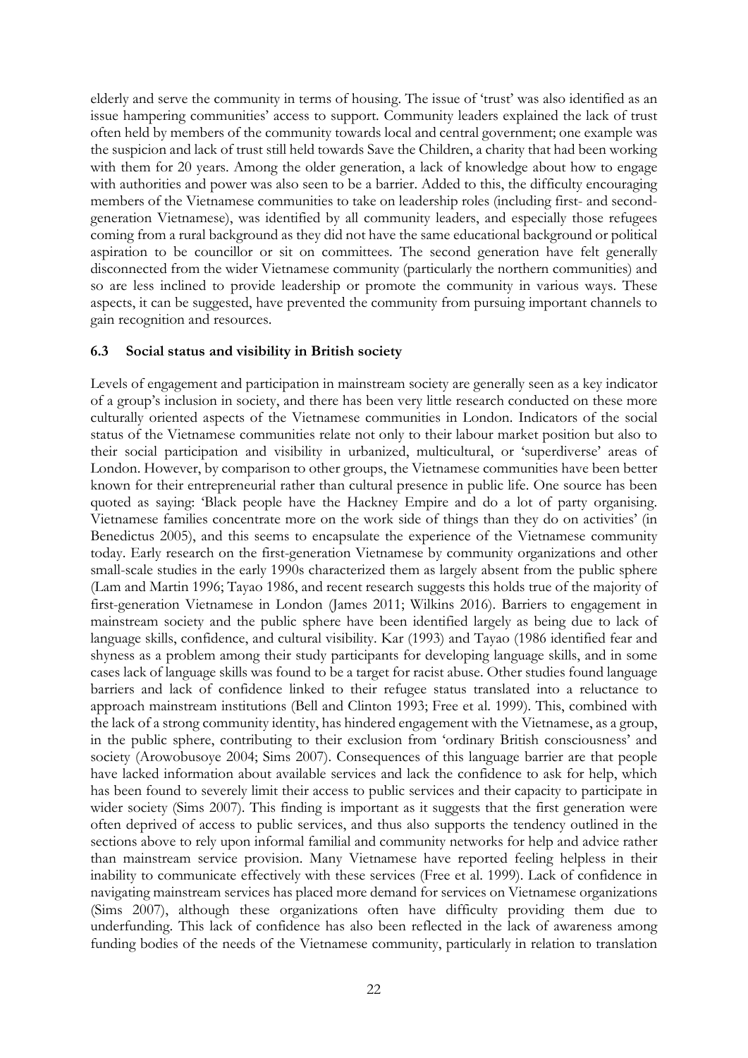elderly and serve the community in terms of housing. The issue of 'trust' was also identified as an issue hampering communities' access to support. Community leaders explained the lack of trust often held by members of the community towards local and central government; one example was the suspicion and lack of trust still held towards Save the Children, a charity that had been working with them for 20 years. Among the older generation, a lack of knowledge about how to engage with authorities and power was also seen to be a barrier. Added to this, the difficulty encouraging members of the Vietnamese communities to take on leadership roles (including first- and second-generation Vietnamese), was identified by all community leaders, and especially those refugees coming from a rural background as they did not have the same educational background or political aspiration to be councillor or sit on committees. The second generation have felt generally disconnected from the wider Vietnamese community (particularly the northern communities) and so are less inclined to provide leadership or promote the community in various ways. These aspects, it can be suggested, have prevented the community from pursuing important channels to gain recognition and resources.

### 6.3 Social status and visibility in British society

Levels of engagement and participation in mainstream society are generally seen as a key indicator of a group's inclusion in society, and there has been very little research conducted on these more culturally oriented aspects of the Vietnamese communities in London. Indicators of the social status of the Vietnamese communities relate not only to their labour market position but also to their social participation and visibility in urbanized, multicultural, or 'superdiverse' areas of London. However, by comparison to other groups, the Vietnamese communities have been better known for their entrepreneurial rather than cultural presence in public life. One source has been quoted as saying: 'Black people have the Hackney Empire and do a lot of party organising. Vietnamese families concentrate more on the work side of things than they do on activities' (in Benedictus 2005), and this seems to encapsulate the experience of the Vietnamese community today. Early research on the first-generation Vietnamese by community organizations and other small-scale studies in the early 1990s characterized them as largely absent from the public sphere (Lam and Martin 1996; Tayao 1986, and recent research suggests this holds true of the majority of first-generation Vietnamese in London (James 2011; Wilkins 2016). Barriers to engagement in mainstream society and the public sphere have been identified largely as being due to lack of language skills, confidence, and cultural visibility. Kar (1993) and Tayao (1986 identified fear and shyness as a problem among their study participants for developing language skills, and in some cases lack of language skills was found to be a target for racist abuse. Other studies found language barriers and lack of confidence linked to their refugee status translated into a reluctance to approach mainstream institutions (Bell and Clinton 1993; Free et al. 1999). This, combined with the lack of a strong community identity, has hindered engagement with the Vietnamese, as a group, in the public sphere, contributing to their exclusion from 'ordinary British consciousness' and society (Arowobusoye 2004; Sims 2007). Consequences of this language barrier are that people have lacked information about available services and lack the confidence to ask for help, which has been found to severely limit their access to public services and their capacity to participate in wider society (Sims 2007). This finding is important as it suggests that the first generation were often deprived of access to public services, and thus also supports the tendency outlined in the sections above to rely upon informal familial and community networks for help and advice rather than mainstream service provision. Many Vietnamese have reported feeling helpless in their inability to communicate effectively with these services (Free et al. 1999). Lack of confidence in navigating mainstream services has placed more demand for services on Vietnamese organizations (Sims 2007), although these organizations often have difficulty providing them due to underfunding. This lack of confidence has also been reflected in the lack of awareness among funding bodies of the needs of the Vietnamese community, particularly in relation to translation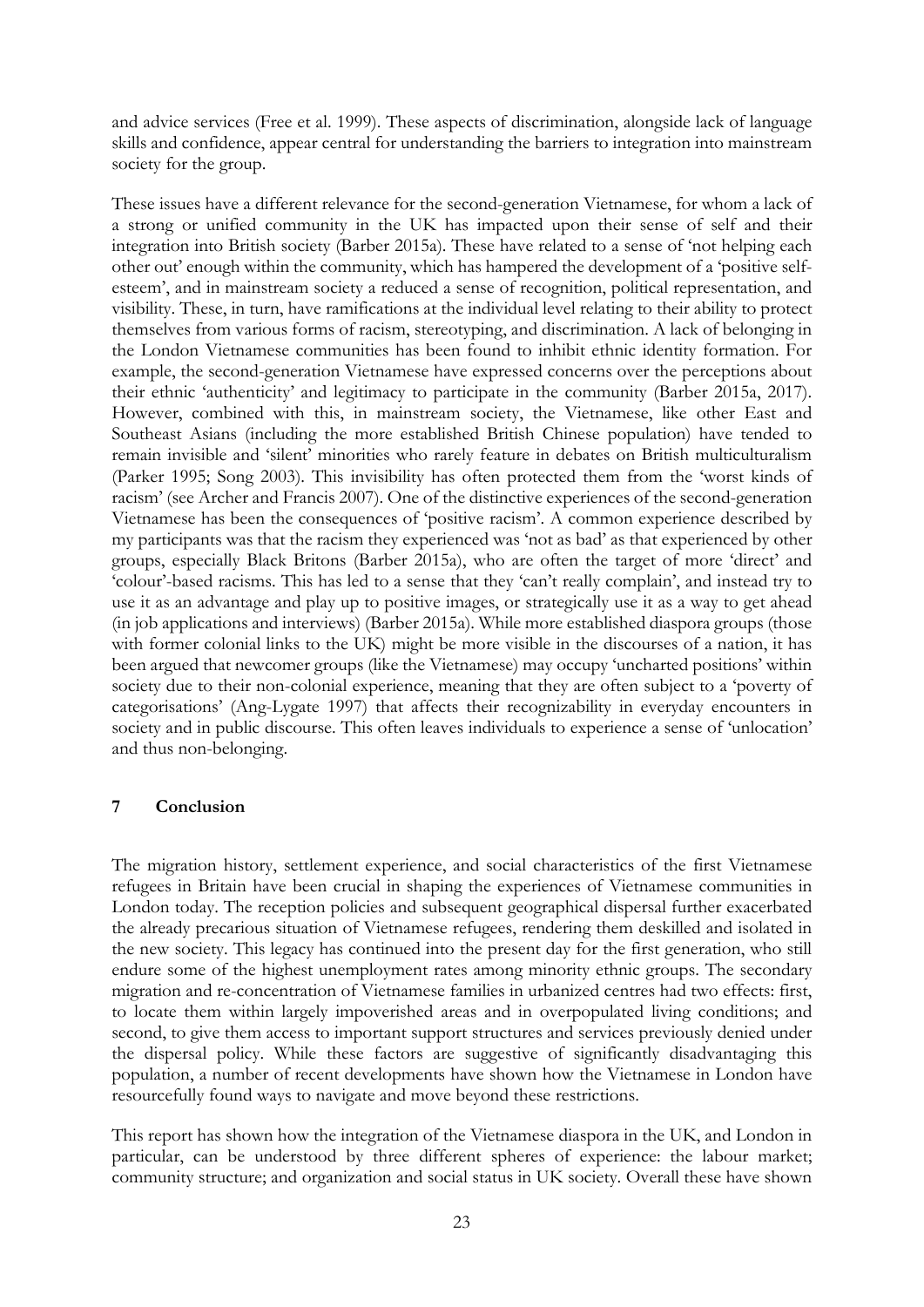and advice services (Free et al. 1999). These aspects of discrimination, alongside lack of language skills and confidence, appear central for understanding the barriers to integration into mainstream society for the group.

These issues have a different relevance for the second-generation Vietnamese, for whom a lack of a strong or unified community in the UK has impacted upon their sense of self and their integration into British society (Barber 2015a). These have related to a sense of 'not helping each other out' enough within the community, which has hampered the development of a 'positive self-esteem', and in mainstream society a reduced a sense of recognition, political representation, and visibility. These, in turn, have ramifications at the individual level relating to their ability to protect themselves from various forms of racism, stereotyping, and discrimination. A lack of belonging in the London Vietnamese communities has been found to inhibit ethnic identity formation. For example, the second-generation Vietnamese have expressed concerns over the perceptions about their ethnic 'authenticity' and legitimacy to participate in the community (Barber 2015a, 2017). However, combined with this, in mainstream society, the Vietnamese, like other East and Southeast Asians (including the more established British Chinese population) have tended to remain invisible and 'silent' minorities who rarely feature in debates on British multiculturalism (Parker 1995; Song 2003). This invisibility has often protected them from the 'worst kinds of racism' (see Archer and Francis 2007). One of the distinctive experiences of the second-generation Vietnamese has been the consequences of 'positive racism'. A common experience described by my participants was that the racism they experienced was 'not as bad' as that experienced by other groups, especially Black Britons (Barber 2015a), who are often the target of more 'direct' and 'colour'-based racisms. This has led to a sense that they 'can't really complain', and instead try to use it as an advantage and play up to positive images, or strategically use it as a way to get ahead (in job applications and interviews) (Barber 2015a). While more established diaspora groups (those with former colonial links to the UK) might be more visible in the discourses of a nation, it has been argued that newcomer groups (like the Vietnamese) may occupy 'uncharted positions' within society due to their non-colonial experience, meaning that they are often subject to a 'poverty of categorisations' (Ang-Lygate 1997) that affects their recognizability in everyday encounters in society and in public discourse. This often leaves individuals to experience a sense of 'unlocation' and thus non-belonging.

## 7 Conclusion

The migration history, settlement experience, and social characteristics of the first Vietnamese refugees in Britain have been crucial in shaping the experiences of Vietnamese communities in London today. The reception policies and subsequent geographical dispersal further exacerbated the already precarious situation of Vietnamese refugees, rendering them deskilled and isolated in the new society. This legacy has continued into the present day for the first generation, who still endure some of the highest unemployment rates among minority ethnic groups. The secondary migration and re-concentration of Vietnamese families in urbanized centres had two effects: first, to locate them within largely impoverished areas and in overpopulated living conditions; and second, to give them access to important support structures and services previously denied under the dispersal policy. While these factors are suggestive of significantly disadvantaging this population, a number of recent developments have shown how the Vietnamese in London have resourcefully found ways to navigate and move beyond these restrictions.

This report has shown how the integration of the Vietnamese diaspora in the UK, and London in particular, can be understood by three different spheres of experience: the labour market; community structure; and organization and social status in UK society. Overall these have shown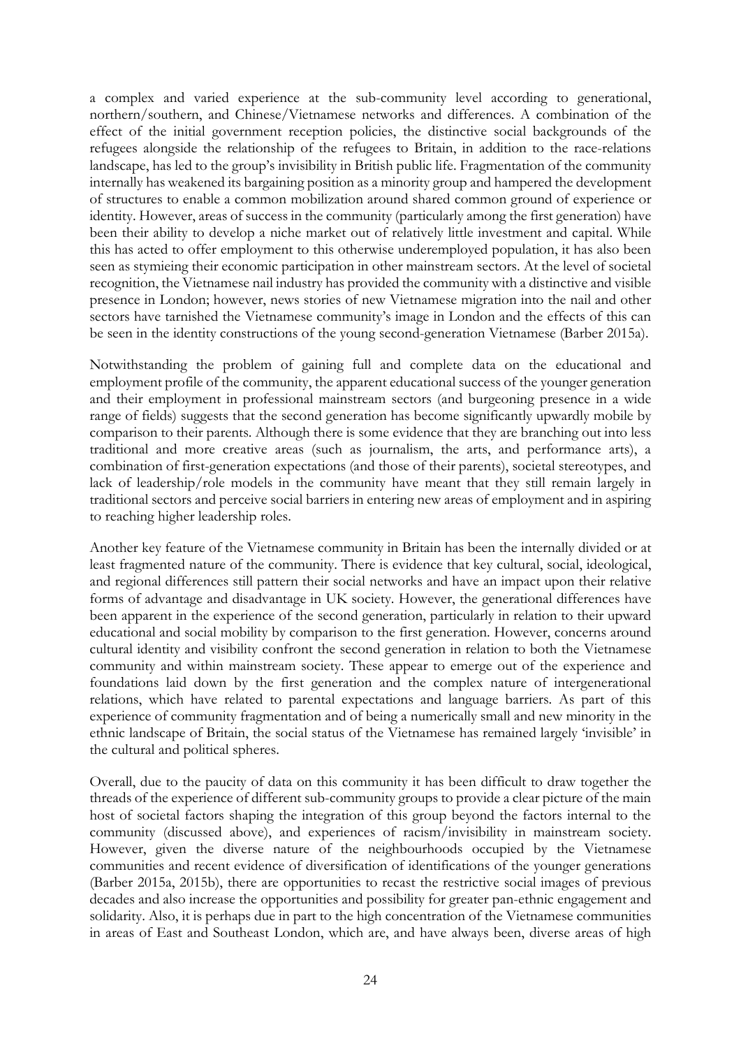a complex and varied experience at the sub-community level according to generational, northern/southern, and Chinese/Vietnamese networks and differences. A combination of the effect of the initial government reception policies, the distinctive social backgrounds of the refugees alongside the relationship of the refugees to Britain, in addition to the race-relations landscape, has led to the group's invisibility in British public life. Fragmentation of the community internally has weakened its bargaining position as a minority group and hampered the development of structures to enable a common mobilization around shared common ground of experience or identity. However, areas of success in the community (particularly among the first generation) have been their ability to develop a niche market out of relatively little investment and capital. While this has acted to offer employment to this otherwise underemployed population, it has also been seen as stymieing their economic participation in other mainstream sectors. At the level of societal recognition, the Vietnamese nail industry has provided the community with a distinctive and visible presence in London; however, news stories of new Vietnamese migration into the nail and other sectors have tarnished the Vietnamese community's image in London and the effects of this can be seen in the identity constructions of the young second-generation Vietnamese (Barber 2015a).

Notwithstanding the problem of gaining full and complete data on the educational and employment profile of the community, the apparent educational success of the younger generation and their employment in professional mainstream sectors (and burgeoning presence in a wide range of fields) suggests that the second generation has become significantly upwardly mobile by comparison to their parents. Although there is some evidence that they are branching out into less traditional and more creative areas (such as journalism, the arts, and performance arts), a combination of first-generation expectations (and those of their parents), societal stereotypes, and lack of leadership/role models in the community have meant that they still remain largely in traditional sectors and perceive social barriers in entering new areas of employment and in aspiring to reaching higher leadership roles.

Another key feature of the Vietnamese community in Britain has been the internally divided or at least fragmented nature of the community. There is evidence that key cultural, social, ideological, and regional differences still pattern their social networks and have an impact upon their relative forms of advantage and disadvantage in UK society. However, the generational differences have been apparent in the experience of the second generation, particularly in relation to their upward educational and social mobility by comparison to the first generation. However, concerns around cultural identity and visibility confront the second generation in relation to both the Vietnamese community and within mainstream society. These appear to emerge out of the experience and foundations laid down by the first generation and the complex nature of intergenerational relations, which have related to parental expectations and language barriers. As part of this experience of community fragmentation and of being a numerically small and new minority in the ethnic landscape of Britain, the social status of the Vietnamese has remained largely 'invisible' in the cultural and political spheres.

Overall, due to the paucity of data on this community it has been difficult to draw together the threads of the experience of different sub-community groups to provide a clear picture of the main host of societal factors shaping the integration of this group beyond the factors internal to the community (discussed above), and experiences of racism/invisibility in mainstream society. However, given the diverse nature of the neighbourhoods occupied by the Vietnamese communities and recent evidence of diversification of identifications of the younger generations (Barber 2015a, 2015b), there are opportunities to recast the restrictive social images of previous decades and also increase the opportunities and possibility for greater pan-ethnic engagement and solidarity. Also, it is perhaps due in part to the high concentration of the Vietnamese communities in areas of East and Southeast London, which are, and have always been, diverse areas of high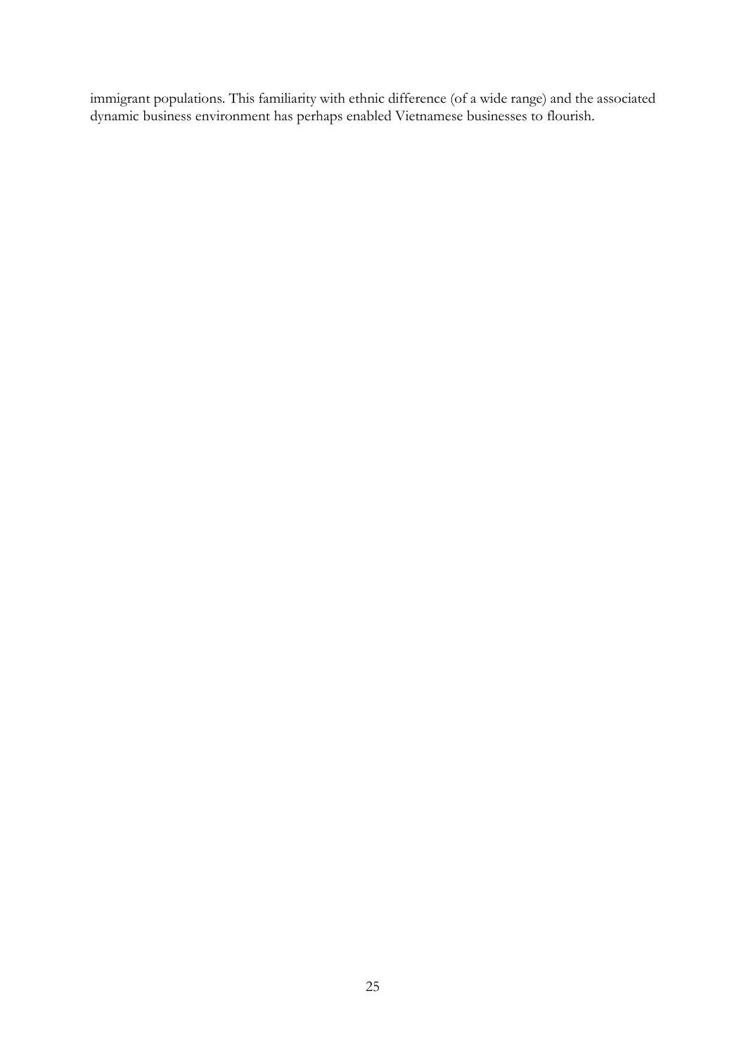immigrant populations. This familiarity with ethnic difference (of a wide range) and the associated dynamic business environment has perhaps enabled Vietnamese businesses to flourish.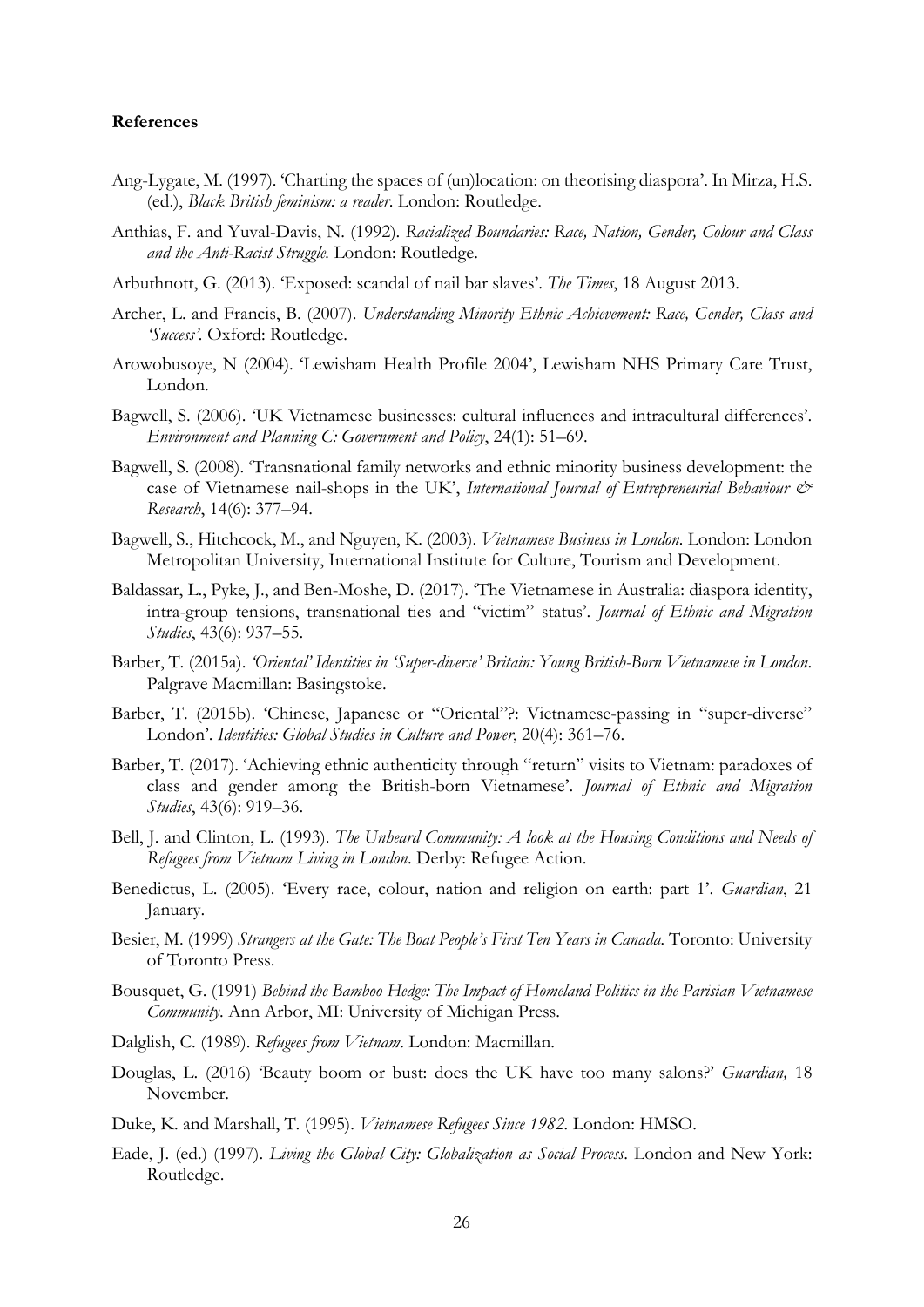**References**

Ang-Lygate, M. (1997). 'Charting the spaces of (un)location: on theorising diaspora'. In Mirza, H.S. (ed.), *Black British feminism: a reader*. London: Routledge.

Anthias, F. and Yuval-Davis, N. (1992). *Racialized Boundaries: Race, Nation, Gender, Colour and Class and the Anti-Racist Struggle.* London: Routledge.

Arbuthnott, G. (2013). 'Exposed: scandal of nail bar slaves'. *The Times*, 18 August 2013.

Archer, L. and Francis, B. (2007). *Understanding Minority Ethnic Achievement: Race, Gender, Class and 'Success'.* Oxford: Routledge.

Arowobusoye, N (2004). 'Lewisham Health Profile 2004', Lewisham NHS Primary Care Trust, London.

Bagwell, S. (2006). 'UK Vietnamese businesses: cultural influences and intracultural differences'. *Environment and Planning C: Government and Policy*, 24(1): 51–69.

Bagwell, S. (2008). 'Transnational family networks and ethnic minority business development: the case of Vietnamese nail-shops in the UK', *International Journal of Entrepreneurial Behaviour & Research*, 14(6): 377–94.

Bagwell, S., Hitchcock, M., and Nguyen, K. (2003). *Vietnamese Business in London*. London: London Metropolitan University, International Institute for Culture, Tourism and Development.

Baldassar, L., Pyke, J., and Ben-Moshe, D. (2017). 'The Vietnamese in Australia: diaspora identity, intra-group tensions, transnational ties and "victim" status'. *Journal of Ethnic and Migration Studies*, 43(6): 937–55.

Barber, T. (2015a). *'Oriental' Identities in 'Super-diverse' Britain: Young British-Born Vietnamese in London*. Palgrave Macmillan: Basingstoke.

Barber, T. (2015b). 'Chinese, Japanese or "Oriental"?: Vietnamese-passing in "super-diverse" London'. *Identities: Global Studies in Culture and Power*, 20(4): 361–76.

Barber, T. (2017). 'Achieving ethnic authenticity through "return" visits to Vietnam: paradoxes of class and gender among the British-born Vietnamese'. *Journal of Ethnic and Migration Studies*, 43(6): 919–36.

Bell, J. and Clinton, L. (1993). *The Unheard Community: A look at the Housing Conditions and Needs of Refugees from Vietnam Living in London*. Derby: Refugee Action.

Benedictus, L. (2005). 'Every race, colour, nation and religion on earth: part 1'. *Guardian*, 21 January.

Besier, M. (1999) *Strangers at the Gate: The Boat People's First Ten Years in Canada.* Toronto: University of Toronto Press.

Bousquet, G. (1991) *Behind the Bamboo Hedge: The Impact of Homeland Politics in the Parisian Vietnamese Community*. Ann Arbor, MI: University of Michigan Press.

Dalglish, C. (1989). *Refugees from Vietnam*. London: Macmillan.

Douglas, L. (2016) 'Beauty boom or bust: does the UK have too many salons?' *Guardian,* 18 November.

Duke, K. and Marshall, T. (1995). *Vietnamese Refugees Since 1982*. London: HMSO.

Eade, J. (ed.) (1997). *Living the Global City: Globalization as Social Process*. London and New York: Routledge.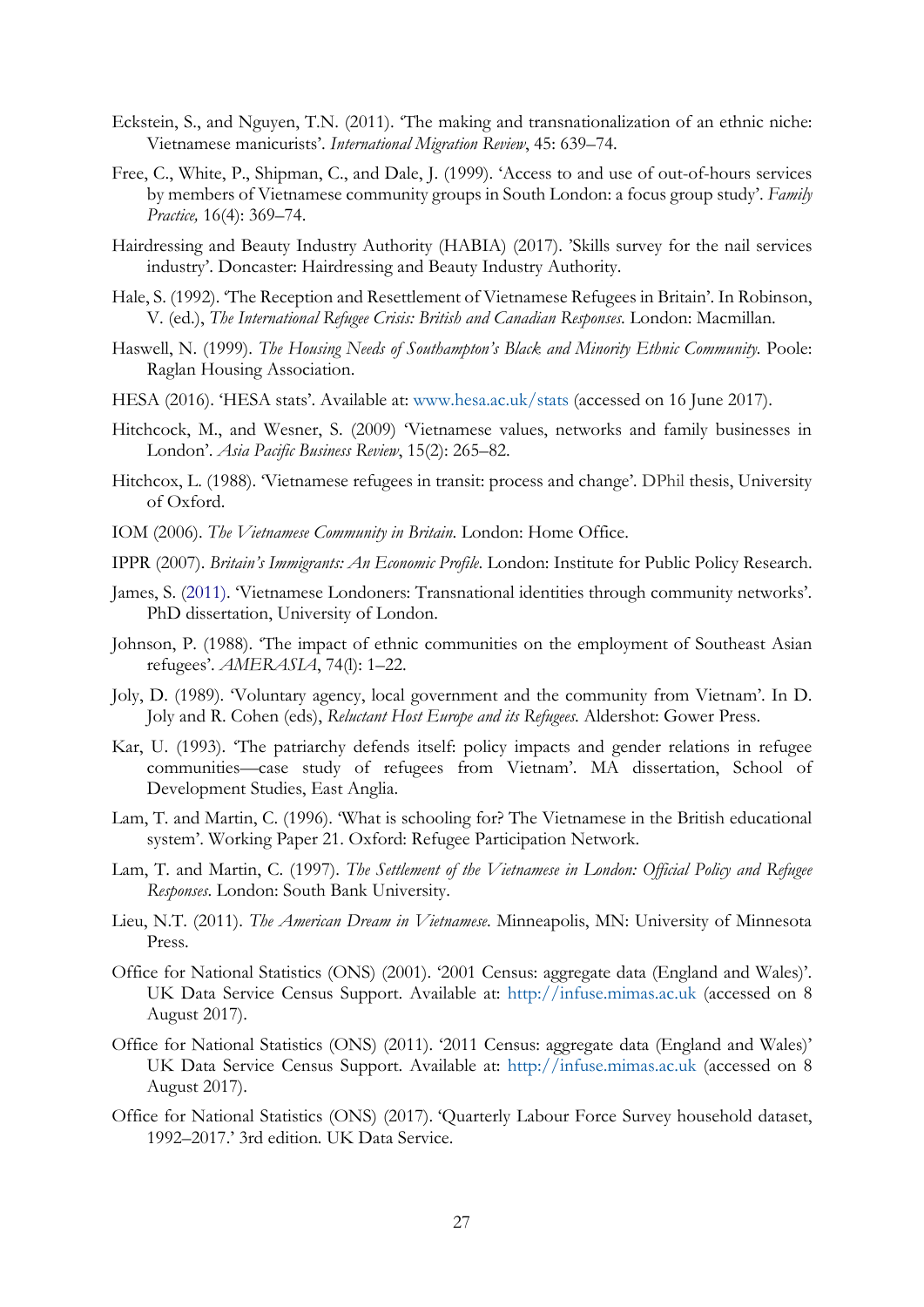Eckstein, S., and Nguyen, T.N. (2011). 'The making and transnationalization of an ethnic niche: Vietnamese manicurists'. *International Migration Review*, 45: 639–74.

Free, C., White, P., Shipman, C., and Dale, J. (1999). 'Access to and use of out-of-hours services by members of Vietnamese community groups in South London: a focus group study'. *Family Practice,* 16(4): 369–74.

Hairdressing and Beauty Industry Authority (HABIA) (2017). 'Skills survey for the nail services industry'. Doncaster: Hairdressing and Beauty Industry Authority.

Hale, S. (1992). 'The Reception and Resettlement of Vietnamese Refugees in Britain'. In Robinson, V. (ed.), *The International Refugee Crisis: British and Canadian Responses.* London: Macmillan.

Haswell, N. (1999). *The Housing Needs of Southampton's Black and Minority Ethnic Community.* Poole: Raglan Housing Association.

HESA (2016). 'HESA stats'. Available at: www.hesa.ac.uk/stats (accessed on 16 June 2017).

Hitchcock, M., and Wesner, S. (2009) 'Vietnamese values, networks and family businesses in London'. *Asia Pacific Business Review*, 15(2): 265–82.

Hitchcox, L. (1988). 'Vietnamese refugees in transit: process and change'. DPhil thesis, University of Oxford.

IOM (2006). *The Vietnamese Community in Britain.* London: Home Office.

IPPR (2007). *Britain's Immigrants: An Economic Profile.* London: Institute for Public Policy Research.

James, S. (2011). 'Vietnamese Londoners: Transnational identities through community networks'. PhD dissertation, University of London.

Johnson, P. (1988). 'The impact of ethnic communities on the employment of Southeast Asian refugees'. *AMERASIA*, 74(l): 1–22.

Joly, D. (1989). 'Voluntary agency, local government and the community from Vietnam'. In D. Joly and R. Cohen (eds), *Reluctant Host Europe and its Refugees.* Aldershot: Gower Press.

Kar, U. (1993). 'The patriarchy defends itself: policy impacts and gender relations in refugee communities—case study of refugees from Vietnam'. MA dissertation, School of Development Studies, East Anglia.

Lam, T. and Martin, C. (1996). 'What is schooling for? The Vietnamese in the British educational system'. Working Paper 21. Oxford: Refugee Participation Network.

Lam, T. and Martin, C. (1997). *The Settlement of the Vietnamese in London: Official Policy and Refugee Responses*. London: South Bank University.

Lieu, N.T. (2011). *The American Dream in Vietnamese.* Minneapolis, MN: University of Minnesota Press.

Office for National Statistics (ONS) (2001). '2001 Census: aggregate data (England and Wales)'. UK Data Service Census Support. Available at: http://infuse.mimas.ac.uk (accessed on 8 August 2017).

Office for National Statistics (ONS) (2011). '2011 Census: aggregate data (England and Wales)' UK Data Service Census Support. Available at: http://infuse.mimas.ac.uk (accessed on 8 August 2017).

Office for National Statistics (ONS) (2017). 'Quarterly Labour Force Survey household dataset, 1992–2017.' 3rd edition. UK Data Service.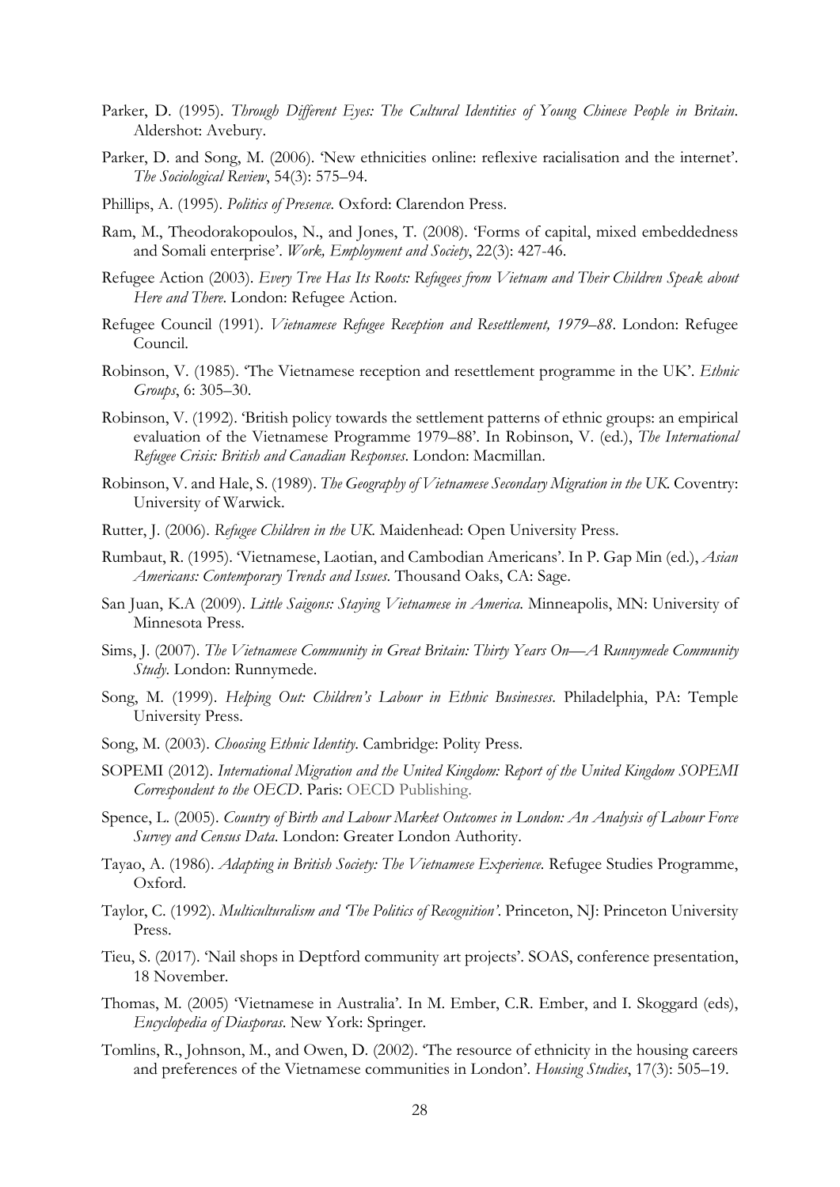Parker, D. (1995). *Through Different Eyes: The Cultural Identities of Young Chinese People in Britain*. Aldershot: Avebury.

Parker, D. and Song, M. (2006). 'New ethnicities online: reflexive racialisation and the internet'. *The Sociological Review*, 54(3): 575–94.

Phillips, A. (1995). *Politics of Presence*. Oxford: Clarendon Press.

Ram, M., Theodorakopoulos, N., and Jones, T. (2008). 'Forms of capital, mixed embeddedness and Somali enterprise'. *Work, Employment and Society*, 22(3): 427-46.

Refugee Action (2003). *Every Tree Has Its Roots: Refugees from Vietnam and Their Children Speak about Here and There*. London: Refugee Action.

Refugee Council (1991). *Vietnamese Refugee Reception and Resettlement, 1979–88*. London: Refugee Council.

Robinson, V. (1985). 'The Vietnamese reception and resettlement programme in the UK'. *Ethnic Groups*, 6: 305–30.

Robinson, V. (1992). 'British policy towards the settlement patterns of ethnic groups: an empirical evaluation of the Vietnamese Programme 1979–88'. In Robinson, V. (ed.), *The International Refugee Crisis: British and Canadian Responses*. London: Macmillan.

Robinson, V. and Hale, S. (1989). *The Geography of Vietnamese Secondary Migration in the UK*. Coventry: University of Warwick.

Rutter, J. (2006). *Refugee Children in the UK*. Maidenhead: Open University Press.

Rumbaut, R. (1995). 'Vietnamese, Laotian, and Cambodian Americans'. In P. Gap Min (ed.), *Asian Americans: Contemporary Trends and Issues*. Thousand Oaks, CA: Sage.

San Juan, K.A (2009). *Little Saigons: Staying Vietnamese in America*. Minneapolis, MN: University of Minnesota Press.

Sims, J. (2007). *The Vietnamese Community in Great Britain: Thirty Years On—A Runnymede Community Study*. London: Runnymede.

Song, M. (1999). *Helping Out: Children's Labour in Ethnic Businesses*. Philadelphia, PA: Temple University Press.

Song, M. (2003). *Choosing Ethnic Identity*. Cambridge: Polity Press.

SOPEMI (2012). *International Migration and the United Kingdom: Report of the United Kingdom SOPEMI Correspondent to the OECD*. Paris: OECD Publishing.

Spence, L. (2005). *Country of Birth and Labour Market Outcomes in London: An Analysis of Labour Force Survey and Census Data*. London: Greater London Authority.

Tayao, A. (1986). *Adapting in British Society: The Vietnamese Experience*. Refugee Studies Programme, Oxford.

Taylor, C. (1992). *Multiculturalism and 'The Politics of Recognition'*. Princeton, NJ: Princeton University Press.

Tieu, S. (2017). 'Nail shops in Deptford community art projects'. SOAS, conference presentation, 18 November.

Thomas, M. (2005) 'Vietnamese in Australia'. In M. Ember, C.R. Ember, and I. Skoggard (eds), *Encyclopedia of Diasporas*. New York: Springer.

Tomlins, R., Johnson, M., and Owen, D. (2002). 'The resource of ethnicity in the housing careers and preferences of the Vietnamese communities in London'. *Housing Studies*, 17(3): 505–19.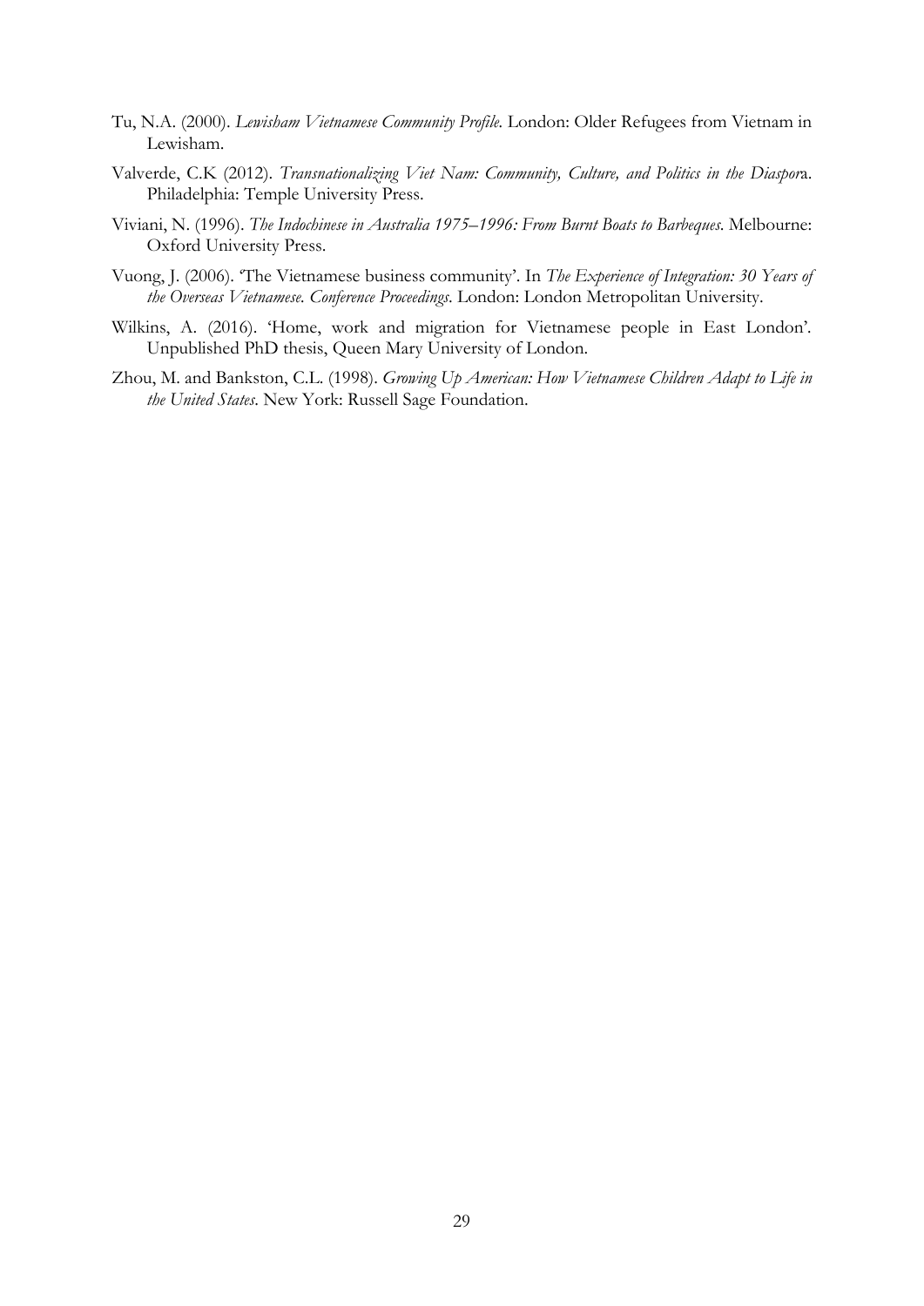Tu, N.A. (2000). *Lewisham Vietnamese Community Profile.* London: Older Refugees from Vietnam in Lewisham.

Valverde, C.K (2012). *Transnationalizing Viet Nam: Community, Culture, and Politics in the Diaspora*. Philadelphia: Temple University Press.

Viviani, N. (1996). *The Indochinese in Australia 1975–1996: From Burnt Boats to Barbeques*. Melbourne: Oxford University Press.

Vuong, J. (2006). 'The Vietnamese business community'. In *The Experience of Integration: 30 Years of the Overseas Vietnamese. Conference Proceedings*. London: London Metropolitan University.

Wilkins, A. (2016). 'Home, work and migration for Vietnamese people in East London'. Unpublished PhD thesis, Queen Mary University of London.

Zhou, M. and Bankston, C.L. (1998). *Growing Up American: How Vietnamese Children Adapt to Life in the United States*. New York: Russell Sage Foundation.